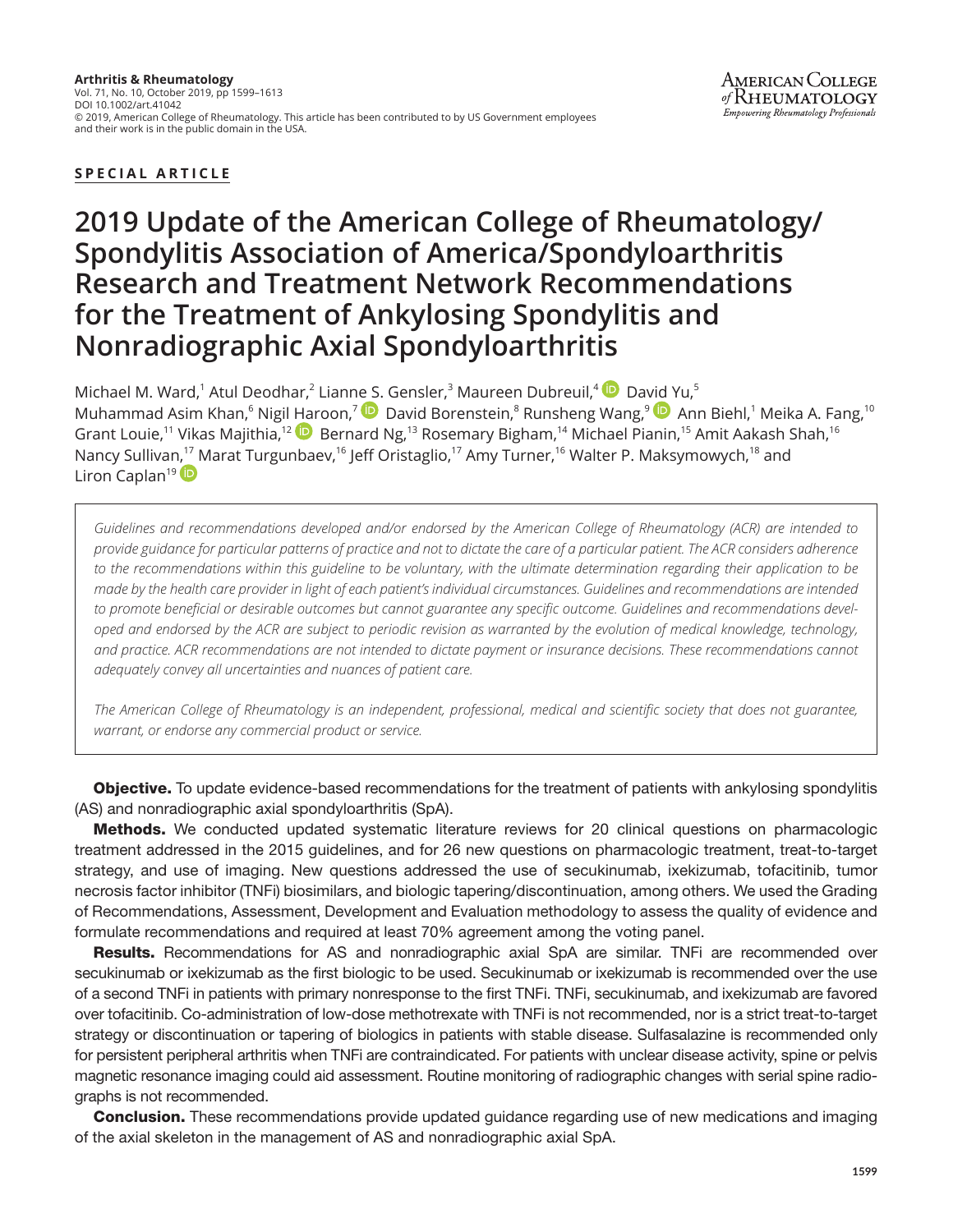**Arthritis & Rheumatology**
Vol. 71, No. 10, October 2019, pp 1599–1613
DOI 10.1002/art.41042
© 2019, American College of Rheumatology. This article has been contributed to by US Government employees and their work is in the public domain in the USA.

AMERICAN COLLEGE of RHEUMATOLOGY
*Empowering Rheumatology Professionals*

**SPECIAL ARTICLE**

# 2019 Update of the American College of Rheumatology/Spondylitis Association of America/Spondyloarthritis Research and Treatment Network Recommendations for the Treatment of Ankylosing Spondylitis and Nonradiographic Axial Spondyloarthritis

Michael M. Ward,[1] Atul Deodhar,[2] Lianne S. Gensler,[3] Maureen Dubreuil,[4] David Yu,[5] Muhammad Asim Khan,[6] Nigil Haroon,[7] David Borenstein,[8] Runsheng Wang,[9] Ann Biehl,[1] Meika A. Fang,[10] Grant Louie,[11] Vikas Majithia,[12] Bernard Ng,[13] Rosemary Bigham,[14] Michael Pianin,[15] Amit Aakash Shah,[16] Nancy Sullivan,[17] Marat Turgunbaev,[16] Jeff Oristaglio,[17] Amy Turner,[16] Walter P. Maksymowych,[18] and Liron Caplan[19]

*Guidelines and recommendations developed and/or endorsed by the American College of Rheumatology (ACR) are intended to provide guidance for particular patterns of practice and not to dictate the care of a particular patient. The ACR considers adherence to the recommendations within this guideline to be voluntary, with the ultimate determination regarding their application to be made by the health care provider in light of each patient's individual circumstances. Guidelines and recommendations are intended to promote beneficial or desirable outcomes but cannot guarantee any specific outcome. Guidelines and recommendations developed and endorsed by the ACR are subject to periodic revision as warranted by the evolution of medical knowledge, technology, and practice. ACR recommendations are not intended to dictate payment or insurance decisions. These recommendations cannot adequately convey all uncertainties and nuances of patient care.*

*The American College of Rheumatology is an independent, professional, medical and scientific society that does not guarantee, warrant, or endorse any commercial product or service.*

**Objective.** To update evidence-based recommendations for the treatment of patients with ankylosing spondylitis (AS) and nonradiographic axial spondyloarthritis (SpA).

**Methods.** We conducted updated systematic literature reviews for 20 clinical questions on pharmacologic treatment addressed in the 2015 guidelines, and for 26 new questions on pharmacologic treatment, treat-to-target strategy, and use of imaging. New questions addressed the use of secukinumab, ixekizumab, tofacitinib, tumor necrosis factor inhibitor (TNFi) biosimilars, and biologic tapering/discontinuation, among others. We used the Grading of Recommendations, Assessment, Development and Evaluation methodology to assess the quality of evidence and formulate recommendations and required at least 70% agreement among the voting panel.

**Results.** Recommendations for AS and nonradiographic axial SpA are similar. TNFi are recommended over secukinumab or ixekizumab as the first biologic to be used. Secukinumab or ixekizumab is recommended over the use of a second TNFi in patients with primary nonresponse to the first TNFi. TNFi, secukinumab, and ixekizumab are favored over tofacitinib. Co-administration of low-dose methotrexate with TNFi is not recommended, nor is a strict treat-to-target strategy or discontinuation or tapering of biologics in patients with stable disease. Sulfasalazine is recommended only for persistent peripheral arthritis when TNFi are contraindicated. For patients with unclear disease activity, spine or pelvis magnetic resonance imaging could aid assessment. Routine monitoring of radiographic changes with serial spine radiographs is not recommended.

**Conclusion.** These recommendations provide updated guidance regarding use of new medications and imaging of the axial skeleton in the management of AS and nonradiographic axial SpA.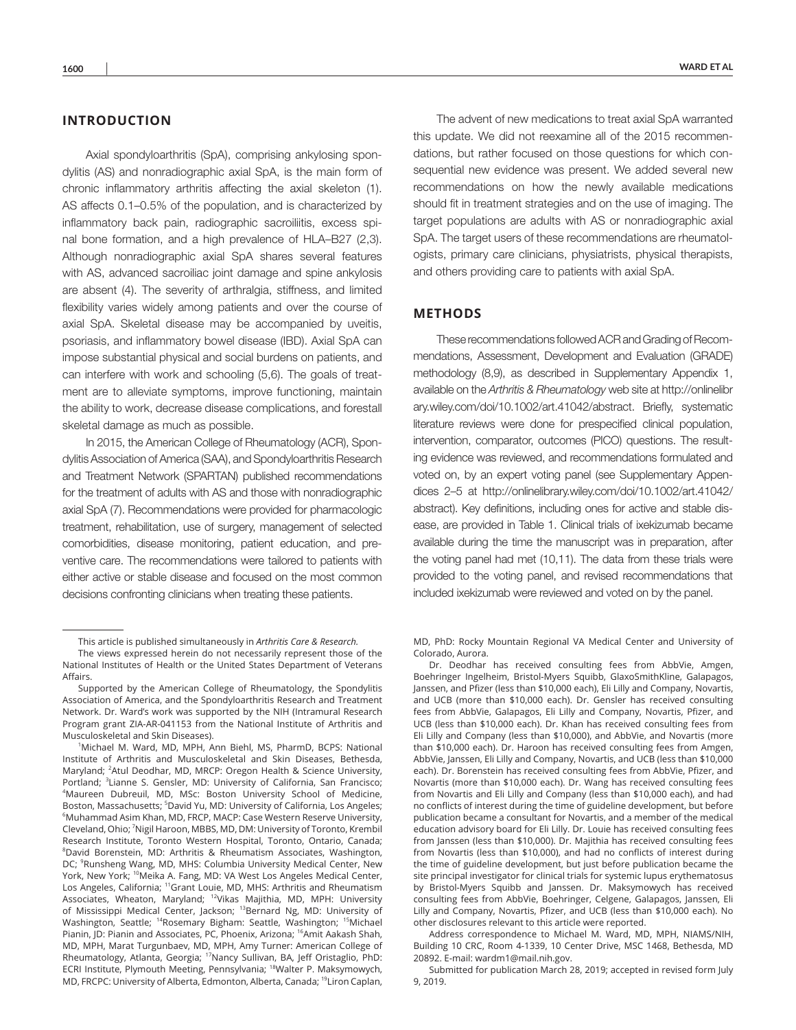## INTRODUCTION

Axial spondyloarthritis (SpA), comprising ankylosing spondylitis (AS) and nonradiographic axial SpA, is the main form of chronic inflammatory arthritis affecting the axial skeleton (1). AS affects 0.1–0.5% of the population, and is characterized by inflammatory back pain, radiographic sacroiliitis, excess spinal bone formation, and a high prevalence of HLA–B27 (2,3). Although nonradiographic axial SpA shares several features with AS, advanced sacroiliac joint damage and spine ankylosis are absent (4). The severity of arthralgia, stiffness, and limited flexibility varies widely among patients and over the course of axial SpA. Skeletal disease may be accompanied by uveitis, psoriasis, and inflammatory bowel disease (IBD). Axial SpA can impose substantial physical and social burdens on patients, and can interfere with work and schooling (5,6). The goals of treatment are to alleviate symptoms, improve functioning, maintain the ability to work, decrease disease complications, and forestall skeletal damage as much as possible.

In 2015, the American College of Rheumatology (ACR), Spondylitis Association of America (SAA), and Spondyloarthritis Research and Treatment Network (SPARTAN) published recommendations for the treatment of adults with AS and those with nonradiographic axial SpA (7). Recommendations were provided for pharmacologic treatment, rehabilitation, use of surgery, management of selected comorbidities, disease monitoring, patient education, and preventive care. The recommendations were tailored to patients with either active or stable disease and focused on the most common decisions confronting clinicians when treating these patients.

The advent of new medications to treat axial SpA warranted this update. We did not reexamine all of the 2015 recommendations, but rather focused on those questions for which consequential new evidence was present. We added several new recommendations on how the newly available medications should fit in treatment strategies and on the use of imaging. The target populations are adults with AS or nonradiographic axial SpA. The target users of these recommendations are rheumatologists, primary care clinicians, physiatrists, physical therapists, and others providing care to patients with axial SpA.

## METHODS

These recommendations followed ACR and Grading of Recommendations, Assessment, Development and Evaluation (GRADE) methodology (8,9), as described in Supplementary Appendix 1, available on the *Arthritis & Rheumatology* web site at http://onlinelibrary.wiley.com/doi/10.1002/art.41042/abstract. Briefly, systematic literature reviews were done for prespecified clinical population, intervention, comparator, outcomes (PICO) questions. The resulting evidence was reviewed, and recommendations formulated and voted on, by an expert voting panel (see Supplementary Appendices 2–5 at http://onlinelibrary.wiley.com/doi/10.1002/art.41042/abstract). Key definitions, including ones for active and stable disease, are provided in Table 1. Clinical trials of ixekizumab became available during the time the manuscript was in preparation, after the voting panel had met (10,11). The data from these trials were provided to the voting panel, and revised recommendations that included ixekizumab were reviewed and voted on by the panel.

---

This article is published simultaneously in *Arthritis Care & Research*.

The views expressed herein do not necessarily represent those of the National Institutes of Health or the United States Department of Veterans Affairs.

Supported by the American College of Rheumatology, the Spondylitis Association of America, and the Spondyloarthritis Research and Treatment Network. Dr. Ward's work was supported by the NIH (Intramural Research Program grant ZIA-AR-041153 from the National Institute of Arthritis and Musculoskeletal and Skin Diseases).

[1]Michael M. Ward, MD, MPH, Ann Biehl, MS, PharmD, BCPS: National Institute of Arthritis and Musculoskeletal and Skin Diseases, Bethesda, Maryland; [2]Atul Deodhar, MD, MRCP: Oregon Health & Science University, Portland; [3]Lianne S. Gensler, MD: University of California, San Francisco; [4]Maureen Dubreuil, MD, MSc: Boston University School of Medicine, Boston, Massachusetts; [5]David Yu, MD: University of California, Los Angeles; [6]Muhammad Asim Khan, MD, FRCP, MACP: Case Western Reserve University, Cleveland, Ohio; [7]Nigil Haroon, MBBS, MD, DM: University of Toronto, Krembil Research Institute, Toronto Western Hospital, Toronto, Ontario, Canada; [8]David Borenstein, MD: Arthritis & Rheumatism Associates, Washington, DC; [9]Runsheng Wang, MD, MHS: Columbia University Medical Center, New York, New York; [10]Meika A. Fang, MD: VA West Los Angeles Medical Center, Los Angeles, California; [11]Grant Louie, MD, MHS: Arthritis and Rheumatism Associates, Wheaton, Maryland; [12]Vikas Majithia, MD, MPH: University of Mississippi Medical Center, Jackson; [13]Bernard Ng, MD: University of Washington, Seattle; [14]Rosemary Bigham: Seattle, Washington; [15]Michael Pianin, JD: Pianin and Associates, PC, Phoenix, Arizona; [16]Amit Aakash Shah, MD, MPH, Marat Turgunbaev, MD, MPH, Amy Turner: American College of Rheumatology, Atlanta, Georgia; [17]Nancy Sullivan, BA, Jeff Oristaglio, PhD: ECRI Institute, Plymouth Meeting, Pennsylvania; [18]Walter P. Maksymowych, MD, FRCPC: University of Alberta, Edmonton, Alberta, Canada; [19]Liron Caplan, MD, PhD: Rocky Mountain Regional VA Medical Center and University of Colorado, Aurora.

Dr. Deodhar has received consulting fees from AbbVie, Amgen, Boehringer Ingelheim, Bristol-Myers Squibb, GlaxoSmithKline, Galapagos, Janssen, and Pfizer (less than $10,000 each), Eli Lilly and Company, Novartis, and UCB (more than $10,000 each). Dr. Gensler has received consulting fees from AbbVie, Galapagos, Eli Lilly and Company, Novartis, Pfizer, and UCB (less than $10,000 each). Dr. Khan has received consulting fees from Eli Lilly and Company (less than $10,000), and AbbVie, and Novartis (more than $10,000 each). Dr. Haroon has received consulting fees from Amgen, AbbVie, Janssen, Eli Lilly and Company, Novartis, and UCB (less than $10,000 each). Dr. Borenstein has received consulting fees from AbbVie, Pfizer, and Novartis (more than $10,000 each). Dr. Wang has received consulting fees from Novartis and Eli Lilly and Company (less than $10,000 each), and had no conflicts of interest during the time of guideline development, but before publication became a consultant for Novartis, and a member of the medical education advisory board for Eli Lilly. Dr. Louie has received consulting fees from Janssen (less than $10,000). Dr. Majithia has received consulting fees from Novartis (less than $10,000), and had no conflicts of interest during the time of guideline development, but just before publication became the site principal investigator for clinical trials for systemic lupus erythematosus by Bristol-Myers Squibb and Janssen. Dr. Maksymowych has received consulting fees from AbbVie, Boehringer, Celgene, Galapagos, Janssen, Eli Lilly and Company, Novartis, Pfizer, and UCB (less than $10,000 each). No other disclosures relevant to this article were reported.

Address correspondence to Michael M. Ward, MD, MPH, NIAMS/NIH, Building 10 CRC, Room 4-1339, 10 Center Drive, MSC 1468, Bethesda, MD 20892. E-mail: wardm1@mail.nih.gov.

Submitted for publication March 28, 2019; accepted in revised form July 9, 2019.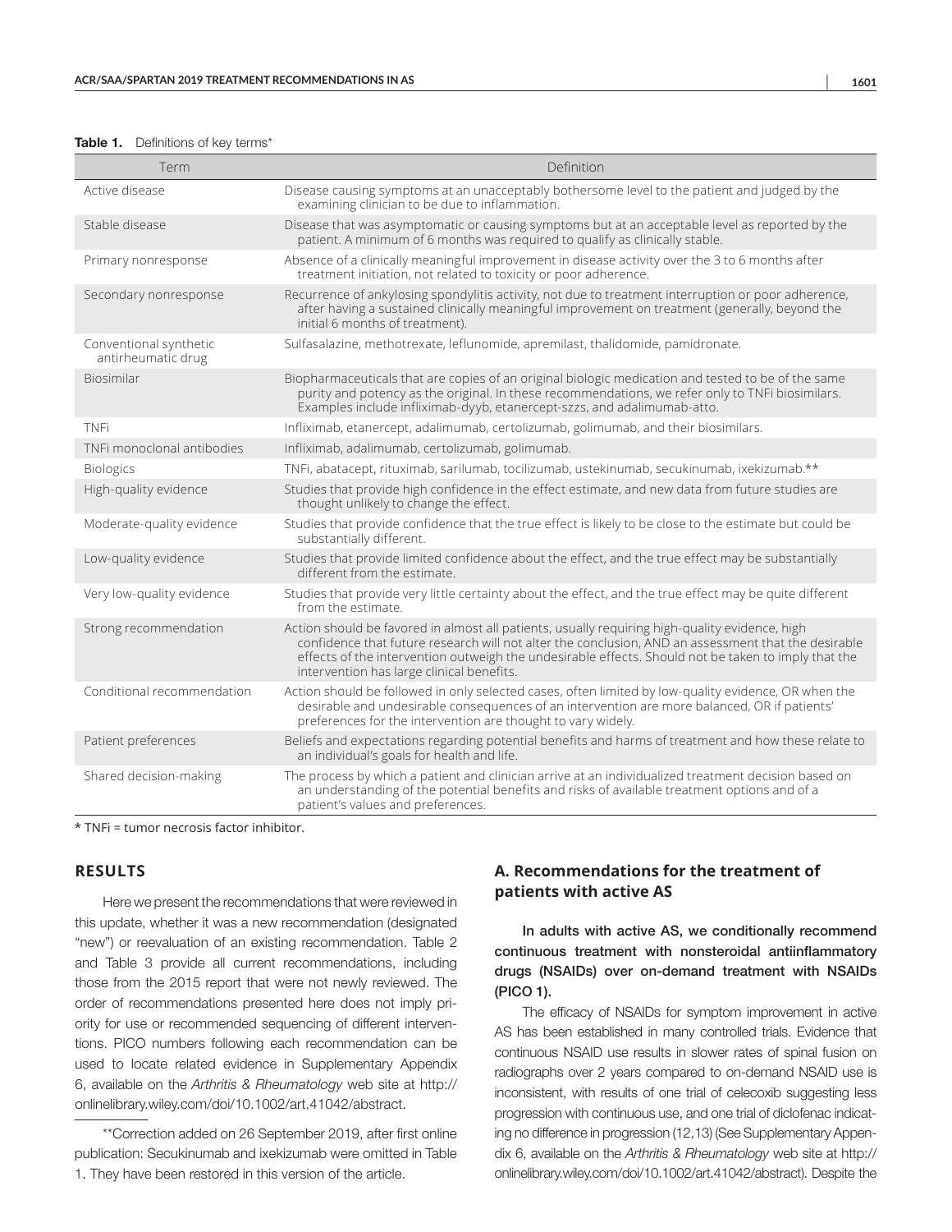**Table 1.** Definitions of key terms*

| Term | Definition |
|---|---|
| Active disease | Disease causing symptoms at an unacceptably bothersome level to the patient and judged by the examining clinician to be due to inflammation. |
| Stable disease | Disease that was asymptomatic or causing symptoms but at an acceptable level as reported by the patient. A minimum of 6 months was required to qualify as clinically stable. |
| Primary nonresponse | Absence of a clinically meaningful improvement in disease activity over the 3 to 6 months after treatment initiation, not related to toxicity or poor adherence. |
| Secondary nonresponse | Recurrence of ankylosing spondylitis activity, not due to treatment interruption or poor adherence, after having a sustained clinically meaningful improvement on treatment (generally, beyond the initial 6 months of treatment). |
| Conventional synthetic antirheumatic drug | Sulfasalazine, methotrexate, leflunomide, apremilast, thalidomide, pamidronate. |
| Biosimilar | Biopharmaceuticals that are copies of an original biologic medication and tested to be of the same purity and potency as the original. In these recommendations, we refer only to TNFi biosimilars. Examples include infliximab-dyyb, etanercept-szzs, and adalimumab-atto. |
| TNFi | Infliximab, etanercept, adalimumab, certolizumab, golimumab, and their biosimilars. |
| TNFi monoclonal antibodies | Infliximab, adalimumab, certolizumab, golimumab. |
| Biologics | TNFi, abatacept, rituximab, sarilumab, tocilizumab, ustekinumab, secukinumab, ixekizumab.** |
| High-quality evidence | Studies that provide high confidence in the effect estimate, and new data from future studies are thought unlikely to change the effect. |
| Moderate-quality evidence | Studies that provide confidence that the true effect is likely to be close to the estimate but could be substantially different. |
| Low-quality evidence | Studies that provide limited confidence about the effect, and the true effect may be substantially different from the estimate. |
| Very low-quality evidence | Studies that provide very little certainty about the effect, and the true effect may be quite different from the estimate. |
| Strong recommendation | Action should be favored in almost all patients, usually requiring high-quality evidence, high confidence that future research will not alter the conclusion, AND an assessment that the desirable effects of the intervention outweigh the undesirable effects. Should not be taken to imply that the intervention has large clinical benefits. |
| Conditional recommendation | Action should be followed in only selected cases, often limited by low-quality evidence, OR when the desirable and undesirable consequences of an intervention are more balanced, OR if patients' preferences for the intervention are thought to vary widely. |
| Patient preferences | Beliefs and expectations regarding potential benefits and harms of treatment and how these relate to an individual's goals for health and life. |
| Shared decision-making | The process by which a patient and clinician arrive at an individualized treatment decision based on an understanding of the potential benefits and risks of available treatment options and of a patient's values and preferences. |

* TNFi = tumor necrosis factor inhibitor.

## RESULTS

Here we present the recommendations that were reviewed in this update, whether it was a new recommendation (designated "new") or reevaluation of an existing recommendation. Table 2 and Table 3 provide all current recommendations, including those from the 2015 report that were not newly reviewed. The order of recommendations presented here does not imply priority for use or recommended sequencing of different interventions. PICO numbers following each recommendation can be used to locate related evidence in Supplementary Appendix 6, available on the *Arthritis & Rheumatology* web site at http://onlinelibrary.wiley.com/doi/10.1002/art.41042/abstract.

**Correction added on 26 September 2019, after first online publication: Secukinumab and ixekizumab were omitted in Table 1. They have been restored in this version of the article.

### A. Recommendations for the treatment of patients with active AS

**In adults with active AS, we conditionally recommend continuous treatment with nonsteroidal antiinflammatory drugs (NSAIDs) over on-demand treatment with NSAIDs (PICO 1).**

The efficacy of NSAIDs for symptom improvement in active AS has been established in many controlled trials. Evidence that continuous NSAID use results in slower rates of spinal fusion on radiographs over 2 years compared to on-demand NSAID use is inconsistent, with results of one trial of celecoxib suggesting less progression with continuous use, and one trial of diclofenac indicating no difference in progression (12,13) (See Supplementary Appendix 6, available on the *Arthritis & Rheumatology* web site at http://onlinelibrary.wiley.com/doi/10.1002/art.41042/abstract). Despite the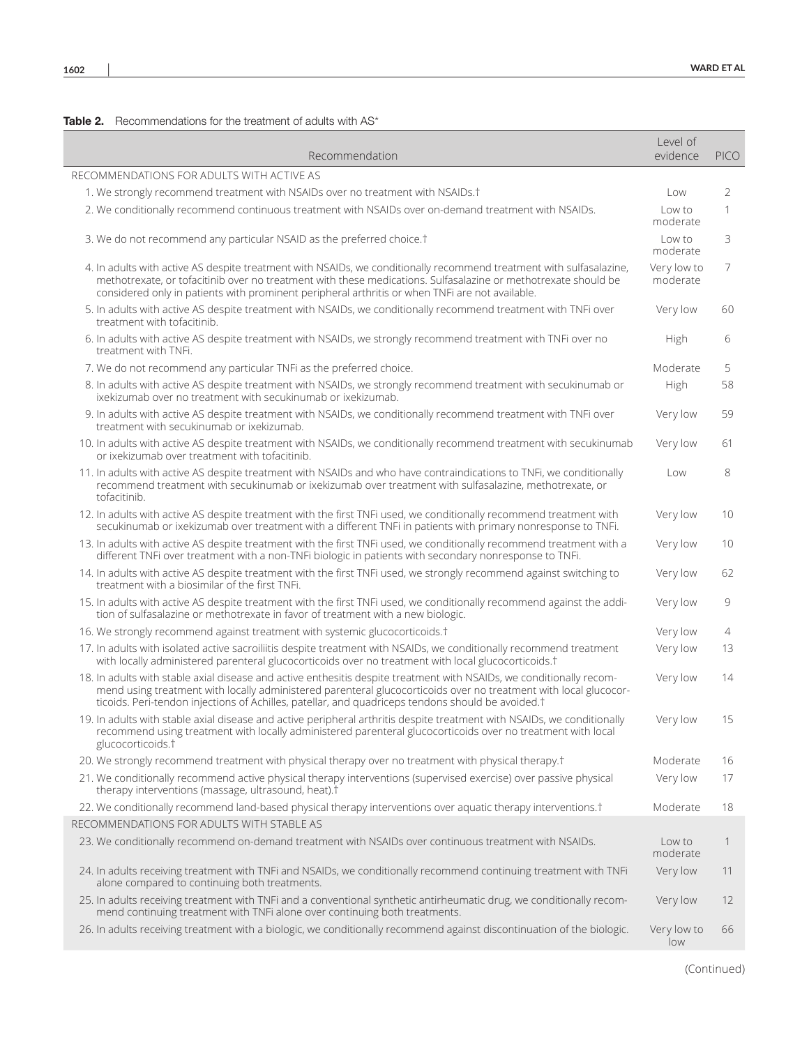**Table 2.** Recommendations for the treatment of adults with AS*

| Recommendation | Level of evidence | PICO |
|---|---|---|
| RECOMMENDATIONS FOR ADULTS WITH ACTIVE AS | | |
| 1. We strongly recommend treatment with NSAIDs over no treatment with NSAIDs.† | Low | 2 |
| 2. We conditionally recommend continuous treatment with NSAIDs over on-demand treatment with NSAIDs. | Low to moderate | 1 |
| 3. We do not recommend any particular NSAID as the preferred choice.† | Low to moderate | 3 |
| 4. In adults with active AS despite treatment with NSAIDs, we conditionally recommend treatment with sulfasalazine, methotrexate, or tofacitinib over no treatment with these medications. Sulfasalazine or methotrexate should be considered only in patients with prominent peripheral arthritis or when TNFi are not available. | Very low to moderate | 7 |
| 5. In adults with active AS despite treatment with NSAIDs, we conditionally recommend treatment with TNFi over treatment with tofacitinib. | Very low | 60 |
| 6. In adults with active AS despite treatment with NSAIDs, we strongly recommend treatment with TNFi over no treatment with TNFi. | High | 6 |
| 7. We do not recommend any particular TNFi as the preferred choice. | Moderate | 5 |
| 8. In adults with active AS despite treatment with NSAIDs, we strongly recommend treatment with secukinumab or ixekizumab over no treatment with secukinumab or ixekizumab. | High | 58 |
| 9. In adults with active AS despite treatment with NSAIDs, we conditionally recommend treatment with TNFi over treatment with secukinumab or ixekizumab. | Very low | 59 |
| 10. In adults with active AS despite treatment with NSAIDs, we conditionally recommend treatment with secukinumab or ixekizumab over treatment with tofacitinib. | Very low | 61 |
| 11. In adults with active AS despite treatment with NSAIDs and who have contraindications to TNFi, we conditionally recommend treatment with secukinumab or ixekizumab over treatment with sulfasalazine, methotrexate, or tofacitinib. | Low | 8 |
| 12. In adults with active AS despite treatment with the first TNFi used, we conditionally recommend treatment with secukinumab or ixekizumab over treatment with a different TNFi in patients with primary nonresponse to TNFi. | Very low | 10 |
| 13. In adults with active AS despite treatment with the first TNFi used, we conditionally recommend treatment with a different TNFi over treatment with a non-TNFi biologic in patients with secondary nonresponse to TNFi. | Very low | 10 |
| 14. In adults with active AS despite treatment with the first TNFi used, we strongly recommend against switching to treatment with a biosimilar of the first TNFi. | Very low | 62 |
| 15. In adults with active AS despite treatment with the first TNFi used, we conditionally recommend against the addition of sulfasalazine or methotrexate in favor of treatment with a new biologic. | Very low | 9 |
| 16. We strongly recommend against treatment with systemic glucocorticoids.† | Very low | 4 |
| 17. In adults with isolated active sacroiliitis despite treatment with NSAIDs, we conditionally recommend treatment with locally administered parenteral glucocorticoids over no treatment with local glucocorticoids.† | Very low | 13 |
| 18. In adults with stable axial disease and active enthesitis despite treatment with NSAIDs, we conditionally recommend using treatment with locally administered parenteral glucocorticoids over no treatment with local glucocorticoids. Peri-tendon injections of Achilles, patellar, and quadriceps tendons should be avoided.† | Very low | 14 |
| 19. In adults with stable axial disease and active peripheral arthritis despite treatment with NSAIDs, we conditionally recommend using treatment with locally administered parenteral glucocorticoids over no treatment with local glucocorticoids.† | Very low | 15 |
| 20. We strongly recommend treatment with physical therapy over no treatment with physical therapy.† | Moderate | 16 |
| 21. We conditionally recommend active physical therapy interventions (supervised exercise) over passive physical therapy interventions (massage, ultrasound, heat).† | Very low | 17 |
| 22. We conditionally recommend land-based physical therapy interventions over aquatic therapy interventions.† | Moderate | 18 |
| RECOMMENDATIONS FOR ADULTS WITH STABLE AS | | |
| 23. We conditionally recommend on-demand treatment with NSAIDs over continuous treatment with NSAIDs. | Low to moderate | 1 |
| 24. In adults receiving treatment with TNFi and NSAIDs, we conditionally recommend continuing treatment with TNFi alone compared to continuing both treatments. | Very low | 11 |
| 25. In adults receiving treatment with TNFi and a conventional synthetic antirheumatic drug, we conditionally recommend continuing treatment with TNFi alone over continuing both treatments. | Very low | 12 |
| 26. In adults receiving treatment with a biologic, we conditionally recommend against discontinuation of the biologic. | Very low to low | 66 |

(Continued)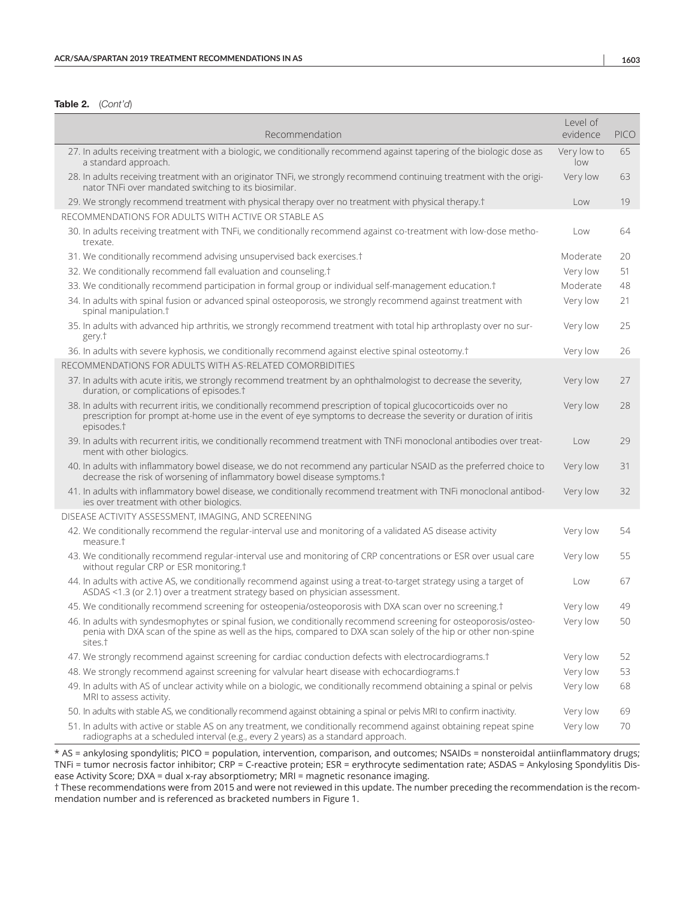**Table 2.** (*Cont'd*)

| Recommendation | Level of evidence | PICO |
|---|---|---|
| 27. In adults receiving treatment with a biologic, we conditionally recommend against tapering of the biologic dose as a standard approach. | Very low to low | 65 |
| 28. In adults receiving treatment with an originator TNFi, we strongly recommend continuing treatment with the originator TNFi over mandated switching to its biosimilar. | Very low | 63 |
| 29. We strongly recommend treatment with physical therapy over no treatment with physical therapy.† | Low | 19 |
| RECOMMENDATIONS FOR ADULTS WITH ACTIVE OR STABLE AS | | |
| 30. In adults receiving treatment with TNFi, we conditionally recommend against co-treatment with low-dose methotrexate. | Low | 64 |
| 31. We conditionally recommend advising unsupervised back exercises.† | Moderate | 20 |
| 32. We conditionally recommend fall evaluation and counseling.† | Very low | 51 |
| 33. We conditionally recommend participation in formal group or individual self-management education.† | Moderate | 48 |
| 34. In adults with spinal fusion or advanced spinal osteoporosis, we strongly recommend against treatment with spinal manipulation.† | Very low | 21 |
| 35. In adults with advanced hip arthritis, we strongly recommend treatment with total hip arthroplasty over no surgery.† | Very low | 25 |
| 36. In adults with severe kyphosis, we conditionally recommend against elective spinal osteotomy.† | Very low | 26 |
| RECOMMENDATIONS FOR ADULTS WITH AS-RELATED COMORBIDITIES | | |
| 37. In adults with acute iritis, we strongly recommend treatment by an ophthalmologist to decrease the severity, duration, or complications of episodes.† | Very low | 27 |
| 38. In adults with recurrent iritis, we conditionally recommend prescription of topical glucocorticoids over no prescription for prompt at-home use in the event of eye symptoms to decrease the severity or duration of iritis episodes.† | Very low | 28 |
| 39. In adults with recurrent iritis, we conditionally recommend treatment with TNFi monoclonal antibodies over treatment with other biologics. | Low | 29 |
| 40. In adults with inflammatory bowel disease, we do not recommend any particular NSAID as the preferred choice to decrease the risk of worsening of inflammatory bowel disease symptoms.† | Very low | 31 |
| 41. In adults with inflammatory bowel disease, we conditionally recommend treatment with TNFi monoclonal antibodies over treatment with other biologics. | Very low | 32 |
| DISEASE ACTIVITY ASSESSMENT, IMAGING, AND SCREENING | | |
| 42. We conditionally recommend the regular-interval use and monitoring of a validated AS disease activity measure.† | Very low | 54 |
| 43. We conditionally recommend regular-interval use and monitoring of CRP concentrations or ESR over usual care without regular CRP or ESR monitoring.† | Very low | 55 |
| 44. In adults with active AS, we conditionally recommend against using a treat-to-target strategy using a target of ASDAS <1.3 (or 2.1) over a treatment strategy based on physician assessment. | Low | 67 |
| 45. We conditionally recommend screening for osteopenia/osteoporosis with DXA scan over no screening.† | Very low | 49 |
| 46. In adults with syndesmophytes or spinal fusion, we conditionally recommend screening for osteoporosis/osteopenia with DXA scan of the spine as well as the hips, compared to DXA scan solely of the hip or other non-spine sites.† | Very low | 50 |
| 47. We strongly recommend against screening for cardiac conduction defects with electrocardiograms.† | Very low | 52 |
| 48. We strongly recommend against screening for valvular heart disease with echocardiograms.† | Very low | 53 |
| 49. In adults with AS of unclear activity while on a biologic, we conditionally recommend obtaining a spinal or pelvis MRI to assess activity. | Very low | 68 |
| 50. In adults with stable AS, we conditionally recommend against obtaining a spinal or pelvis MRI to confirm inactivity. | Very low | 69 |
| 51. In adults with active or stable AS on any treatment, we conditionally recommend against obtaining repeat spine radiographs at a scheduled interval (e.g., every 2 years) as a standard approach. | Very low | 70 |

* AS = ankylosing spondylitis; PICO = population, intervention, comparison, and outcomes; NSAIDs = nonsteroidal antiinflammatory drugs; TNFi = tumor necrosis factor inhibitor; CRP = C-reactive protein; ESR = erythrocyte sedimentation rate; ASDAS = Ankylosing Spondylitis Disease Activity Score; DXA = dual x-ray absorptiometry; MRI = magnetic resonance imaging.

† These recommendations were from 2015 and were not reviewed in this update. The number preceding the recommendation is the recommendation number and is referenced as bracketed numbers in Figure 1.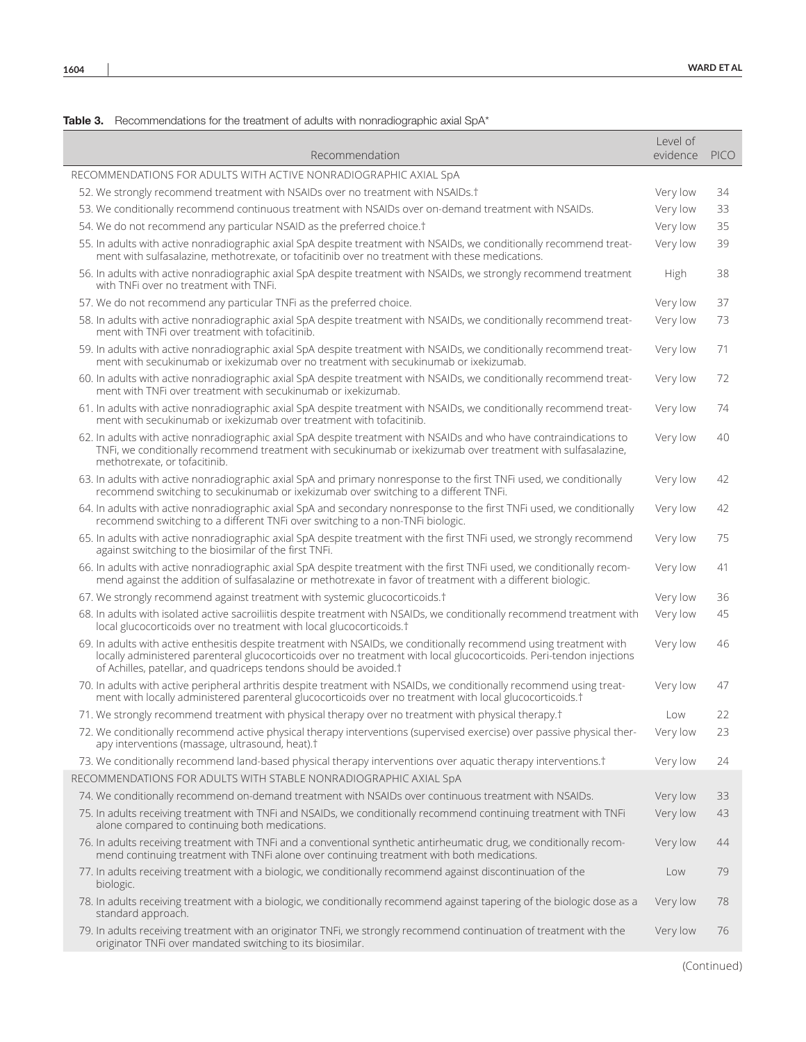**Table 3.** Recommendations for the treatment of adults with nonradiographic axial SpA*

| Recommendation | Level of evidence | PICO |
|---|---|---|
| RECOMMENDATIONS FOR ADULTS WITH ACTIVE NONRADIOGRAPHIC AXIAL SpA | | |
| 52. We strongly recommend treatment with NSAIDs over no treatment with NSAIDs.† | Very low | 34 |
| 53. We conditionally recommend continuous treatment with NSAIDs over on-demand treatment with NSAIDs. | Very low | 33 |
| 54. We do not recommend any particular NSAID as the preferred choice.† | Very low | 35 |
| 55. In adults with active nonradiographic axial SpA despite treatment with NSAIDs, we conditionally recommend treatment with sulfasalazine, methotrexate, or tofacitinib over no treatment with these medications. | Very low | 39 |
| 56. In adults with active nonradiographic axial SpA despite treatment with NSAIDs, we strongly recommend treatment with TNFi over no treatment with TNFi. | High | 38 |
| 57. We do not recommend any particular TNFi as the preferred choice. | Very low | 37 |
| 58. In adults with active nonradiographic axial SpA despite treatment with NSAIDs, we conditionally recommend treatment with TNFi over treatment with tofacitinib. | Very low | 73 |
| 59. In adults with active nonradiographic axial SpA despite treatment with NSAIDs, we conditionally recommend treatment with secukinumab or ixekizumab over no treatment with secukinumab or ixekizumab. | Very low | 71 |
| 60. In adults with active nonradiographic axial SpA despite treatment with NSAIDs, we conditionally recommend treatment with TNFi over treatment with secukinumab or ixekizumab. | Very low | 72 |
| 61. In adults with active nonradiographic axial SpA despite treatment with NSAIDs, we conditionally recommend treatment with secukinumab or ixekizumab over treatment with tofacitinib. | Very low | 74 |
| 62. In adults with active nonradiographic axial SpA despite treatment with NSAIDs and who have contraindications to TNFi, we conditionally recommend treatment with secukinumab or ixekizumab over treatment with sulfasalazine, methotrexate, or tofacitinib. | Very low | 40 |
| 63. In adults with active nonradiographic axial SpA and primary nonresponse to the first TNFi used, we conditionally recommend switching to secukinumab or ixekizumab over switching to a different TNFi. | Very low | 42 |
| 64. In adults with active nonradiographic axial SpA and secondary nonresponse to the first TNFi used, we conditionally recommend switching to a different TNFi over switching to a non-TNFi biologic. | Very low | 42 |
| 65. In adults with active nonradiographic axial SpA despite treatment with the first TNFi used, we strongly recommend against switching to the biosimilar of the first TNFi. | Very low | 75 |
| 66. In adults with active nonradiographic axial SpA despite treatment with the first TNFi used, we conditionally recommend against the addition of sulfasalazine or methotrexate in favor of treatment with a different biologic. | Very low | 41 |
| 67. We strongly recommend against treatment with systemic glucocorticoids.† | Very low | 36 |
| 68. In adults with isolated active sacroiliitis despite treatment with NSAIDs, we conditionally recommend treatment with local glucocorticoids over no treatment with local glucocorticoids.† | Very low | 45 |
| 69. In adults with active enthesitis despite treatment with NSAIDs, we conditionally recommend using treatment with locally administered parenteral glucocorticoids over no treatment with local glucocorticoids. Peri-tendon injections of Achilles, patellar, and quadriceps tendons should be avoided.† | Very low | 46 |
| 70. In adults with active peripheral arthritis despite treatment with NSAIDs, we conditionally recommend using treatment with locally administered parenteral glucocorticoids over no treatment with local glucocorticoids.† | Very low | 47 |
| 71. We strongly recommend treatment with physical therapy over no treatment with physical therapy.† | Low | 22 |
| 72. We conditionally recommend active physical therapy interventions (supervised exercise) over passive physical therapy interventions (massage, ultrasound, heat).† | Very low | 23 |
| 73. We conditionally recommend land-based physical therapy interventions over aquatic therapy interventions.† | Very low | 24 |
| RECOMMENDATIONS FOR ADULTS WITH STABLE NONRADIOGRAPHIC AXIAL SpA | | |
| 74. We conditionally recommend on-demand treatment with NSAIDs over continuous treatment with NSAIDs. | Very low | 33 |
| 75. In adults receiving treatment with TNFi and NSAIDs, we conditionally recommend continuing treatment with TNFi alone compared to continuing both medications. | Very low | 43 |
| 76. In adults receiving treatment with TNFi and a conventional synthetic antirheumatic drug, we conditionally recommend continuing treatment with TNFi alone over continuing treatment with both medications. | Very low | 44 |
| 77. In adults receiving treatment with a biologic, we conditionally recommend against discontinuation of the biologic. | Low | 79 |
| 78. In adults receiving treatment with a biologic, we conditionally recommend against tapering of the biologic dose as a standard approach. | Very low | 78 |
| 79. In adults receiving treatment with an originator TNFi, we strongly recommend continuation of treatment with the originator TNFi over mandated switching to its biosimilar. | Very low | 76 |

(Continued)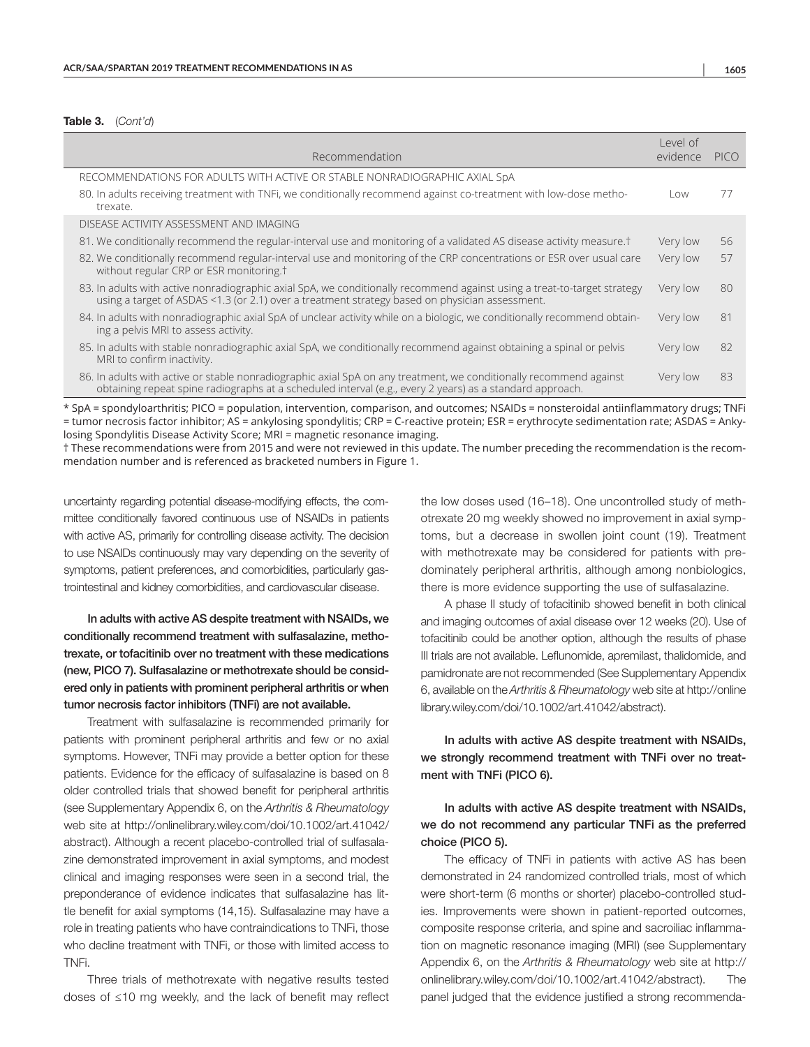**Table 3.** (*Cont'd*)

| Recommendation | Level of evidence | PICO |
|---|---|---|
| RECOMMENDATIONS FOR ADULTS WITH ACTIVE OR STABLE NONRADIOGRAPHIC AXIAL SpA | | |
| 80. In adults receiving treatment with TNFi, we conditionally recommend against co-treatment with low-dose methotrexate. | Low | 77 |
| DISEASE ACTIVITY ASSESSMENT AND IMAGING | | |
| 81. We conditionally recommend the regular-interval use and monitoring of a validated AS disease activity measure.† | Very low | 56 |
| 82. We conditionally recommend regular-interval use and monitoring of the CRP concentrations or ESR over usual care without regular CRP or ESR monitoring.† | Very low | 57 |
| 83. In adults with active nonradiographic axial SpA, we conditionally recommend against using a treat-to-target strategy using a target of ASDAS <1.3 (or 2.1) over a treatment strategy based on physician assessment. | Very low | 80 |
| 84. In adults with nonradiographic axial SpA of unclear activity while on a biologic, we conditionally recommend obtaining a pelvis MRI to assess activity. | Very low | 81 |
| 85. In adults with stable nonradiographic axial SpA, we conditionally recommend against obtaining a spinal or pelvis MRI to confirm inactivity. | Very low | 82 |
| 86. In adults with active or stable nonradiographic axial SpA on any treatment, we conditionally recommend against obtaining repeat spine radiographs at a scheduled interval (e.g., every 2 years) as a standard approach. | Very low | 83 |

\* SpA = spondyloarthritis; PICO = population, intervention, comparison, and outcomes; NSAIDs = nonsteroidal antiinflammatory drugs; TNFi = tumor necrosis factor inhibitor; AS = ankylosing spondylitis; CRP = C-reactive protein; ESR = erythrocyte sedimentation rate; ASDAS = Ankylosing Spondylitis Disease Activity Score; MRI = magnetic resonance imaging.

† These recommendations were from 2015 and were not reviewed in this update. The number preceding the recommendation is the recommendation number and is referenced as bracketed numbers in Figure 1.

uncertainty regarding potential disease-modifying effects, the committee conditionally favored continuous use of NSAIDs in patients with active AS, primarily for controlling disease activity. The decision to use NSAIDs continuously may vary depending on the severity of symptoms, patient preferences, and comorbidities, particularly gastrointestinal and kidney comorbidities, and cardiovascular disease.

**In adults with active AS despite treatment with NSAIDs, we conditionally recommend treatment with sulfasalazine, methotrexate, or tofacitinib over no treatment with these medications (new, PICO 7). Sulfasalazine or methotrexate should be considered only in patients with prominent peripheral arthritis or when tumor necrosis factor inhibitors (TNFi) are not available.**

Treatment with sulfasalazine is recommended primarily for patients with prominent peripheral arthritis and few or no axial symptoms. However, TNFi may provide a better option for these patients. Evidence for the efficacy of sulfasalazine is based on 8 older controlled trials that showed benefit for peripheral arthritis (see Supplementary Appendix 6, on the *Arthritis & Rheumatology* web site at http://onlinelibrary.wiley.com/doi/10.1002/art.41042/abstract). Although a recent placebo-controlled trial of sulfasalazine demonstrated improvement in axial symptoms, and modest clinical and imaging responses were seen in a second trial, the preponderance of evidence indicates that sulfasalazine has little benefit for axial symptoms (14,15). Sulfasalazine may have a role in treating patients who have contraindications to TNFi, those who decline treatment with TNFi, or those with limited access to TNFi.

Three trials of methotrexate with negative results tested doses of ≤10 mg weekly, and the lack of benefit may reflect the low doses used (16–18). One uncontrolled study of methotrexate 20 mg weekly showed no improvement in axial symptoms, but a decrease in swollen joint count (19). Treatment with methotrexate may be considered for patients with predominately peripheral arthritis, although among nonbiologics, there is more evidence supporting the use of sulfasalazine.

A phase II study of tofacitinib showed benefit in both clinical and imaging outcomes of axial disease over 12 weeks (20). Use of tofacitinib could be another option, although the results of phase III trials are not available. Leflunomide, apremilast, thalidomide, and pamidronate are not recommended (See Supplementary Appendix 6, available on the *Arthritis & Rheumatology* web site at http://onlinelibrary.wiley.com/doi/10.1002/art.41042/abstract).

**In adults with active AS despite treatment with NSAIDs, we strongly recommend treatment with TNFi over no treatment with TNFi (PICO 6).**

**In adults with active AS despite treatment with NSAIDs, we do not recommend any particular TNFi as the preferred choice (PICO 5).**

The efficacy of TNFi in patients with active AS has been demonstrated in 24 randomized controlled trials, most of which were short-term (6 months or shorter) placebo-controlled studies. Improvements were shown in patient-reported outcomes, composite response criteria, and spine and sacroiliac inflammation on magnetic resonance imaging (MRI) (see Supplementary Appendix 6, on the *Arthritis & Rheumatology* web site at http://onlinelibrary.wiley.com/doi/10.1002/art.41042/abstract). The panel judged that the evidence justified a strong recommenda-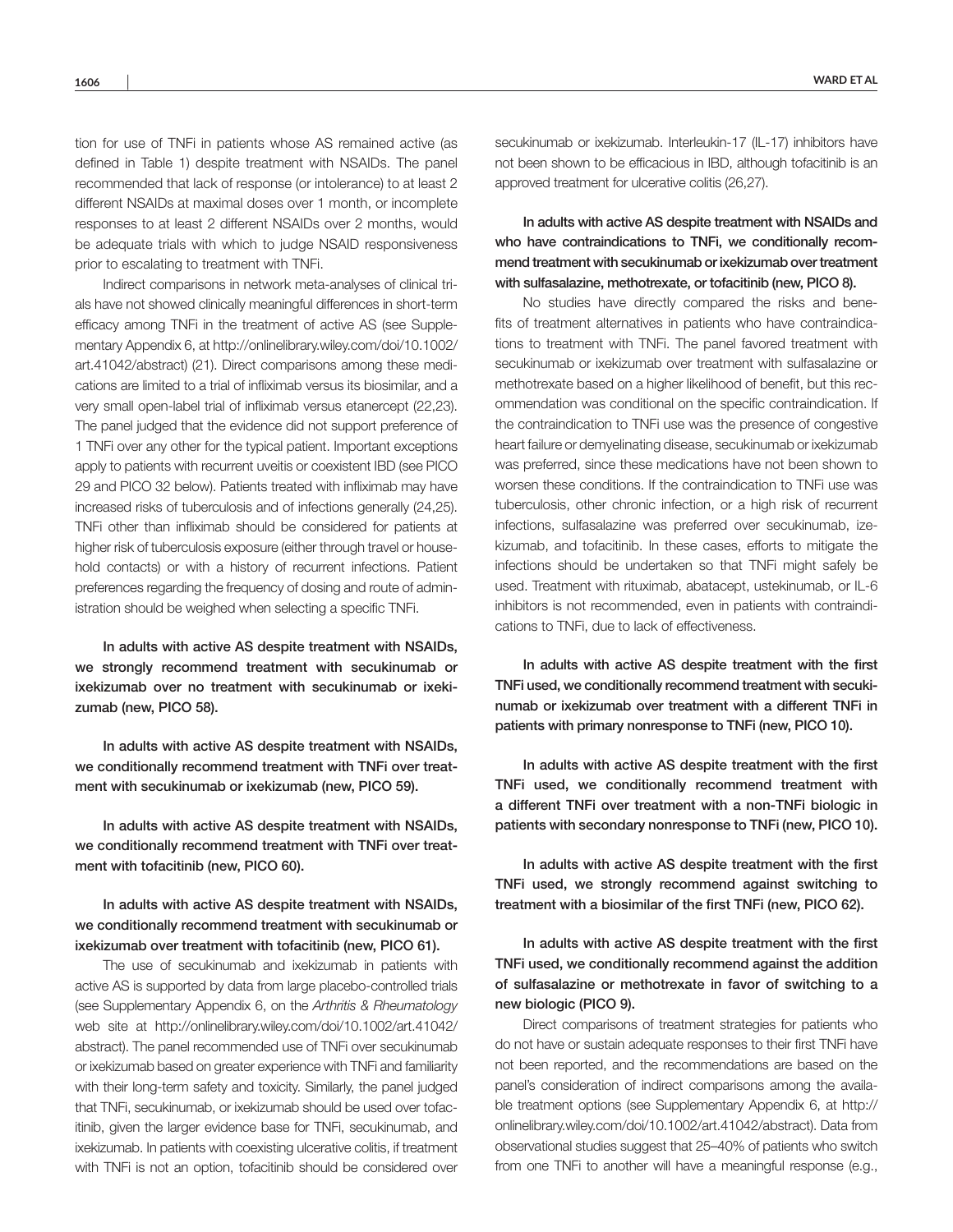tion for use of TNFi in patients whose AS remained active (as defined in Table 1) despite treatment with NSAIDs. The panel recommended that lack of response (or intolerance) to at least 2 different NSAIDs at maximal doses over 1 month, or incomplete responses to at least 2 different NSAIDs over 2 months, would be adequate trials with which to judge NSAID responsiveness prior to escalating to treatment with TNFi.

Indirect comparisons in network meta-analyses of clinical trials have not showed clinically meaningful differences in short-term efficacy among TNFi in the treatment of active AS (see Supplementary Appendix 6, at http://onlinelibrary.wiley.com/doi/10.1002/art.41042/abstract) (21). Direct comparisons among these medications are limited to a trial of infliximab versus its biosimilar, and a very small open-label trial of infliximab versus etanercept (22,23). The panel judged that the evidence did not support preference of 1 TNFi over any other for the typical patient. Important exceptions apply to patients with recurrent uveitis or coexistent IBD (see PICO 29 and PICO 32 below). Patients treated with infliximab may have increased risks of tuberculosis and of infections generally (24,25). TNFi other than infliximab should be considered for patients at higher risk of tuberculosis exposure (either through travel or household contacts) or with a history of recurrent infections. Patient preferences regarding the frequency of dosing and route of administration should be weighed when selecting a specific TNFi.

**In adults with active AS despite treatment with NSAIDs, we strongly recommend treatment with secukinumab or ixekizumab over no treatment with secukinumab or ixekizumab (new, PICO 58).**

**In adults with active AS despite treatment with NSAIDs, we conditionally recommend treatment with TNFi over treatment with secukinumab or ixekizumab (new, PICO 59).**

**In adults with active AS despite treatment with NSAIDs, we conditionally recommend treatment with TNFi over treatment with tofacitinib (new, PICO 60).**

**In adults with active AS despite treatment with NSAIDs, we conditionally recommend treatment with secukinumab or ixekizumab over treatment with tofacitinib (new, PICO 61).**

The use of secukinumab and ixekizumab in patients with active AS is supported by data from large placebo-controlled trials (see Supplementary Appendix 6, on the *Arthritis & Rheumatology* web site at http://onlinelibrary.wiley.com/doi/10.1002/art.41042/abstract). The panel recommended use of TNFi over secukinumab or ixekizumab based on greater experience with TNFi and familiarity with their long-term safety and toxicity. Similarly, the panel judged that TNFi, secukinumab, or ixekizumab should be used over tofacitinib, given the larger evidence base for TNFi, secukinumab, and ixekizumab. In patients with coexisting ulcerative colitis, if treatment with TNFi is not an option, tofacitinib should be considered over secukinumab or ixekizumab. Interleukin-17 (IL-17) inhibitors have not been shown to be efficacious in IBD, although tofacitinib is an approved treatment for ulcerative colitis (26,27).

**In adults with active AS despite treatment with NSAIDs and who have contraindications to TNFi, we conditionally recommend treatment with secukinumab or ixekizumab over treatment with sulfasalazine, methotrexate, or tofacitinib (new, PICO 8).**

No studies have directly compared the risks and benefits of treatment alternatives in patients who have contraindications to treatment with TNFi. The panel favored treatment with secukinumab or ixekizumab over treatment with sulfasalazine or methotrexate based on a higher likelihood of benefit, but this recommendation was conditional on the specific contraindication. If the contraindication to TNFi use was the presence of congestive heart failure or demyelinating disease, secukinumab or ixekizumab was preferred, since these medications have not been shown to worsen these conditions. If the contraindication to TNFi use was tuberculosis, other chronic infection, or a high risk of recurrent infections, sulfasalazine was preferred over secukinumab, izekizumab, and tofacitinib. In these cases, efforts to mitigate the infections should be undertaken so that TNFi might safely be used. Treatment with rituximab, abatacept, ustekinumab, or IL-6 inhibitors is not recommended, even in patients with contraindications to TNFi, due to lack of effectiveness.

**In adults with active AS despite treatment with the first TNFi used, we conditionally recommend treatment with secukinumab or ixekizumab over treatment with a different TNFi in patients with primary nonresponse to TNFi (new, PICO 10).**

**In adults with active AS despite treatment with the first TNFi used, we conditionally recommend treatment with a different TNFi over treatment with a non-TNFi biologic in patients with secondary nonresponse to TNFi (new, PICO 10).**

**In adults with active AS despite treatment with the first TNFi used, we strongly recommend against switching to treatment with a biosimilar of the first TNFi (new, PICO 62).**

**In adults with active AS despite treatment with the first TNFi used, we conditionally recommend against the addition of sulfasalazine or methotrexate in favor of switching to a new biologic (PICO 9).**

Direct comparisons of treatment strategies for patients who do not have or sustain adequate responses to their first TNFi have not been reported, and the recommendations are based on the panel's consideration of indirect comparisons among the available treatment options (see Supplementary Appendix 6, at http://onlinelibrary.wiley.com/doi/10.1002/art.41042/abstract). Data from observational studies suggest that 25–40% of patients who switch from one TNFi to another will have a meaningful response (e.g.,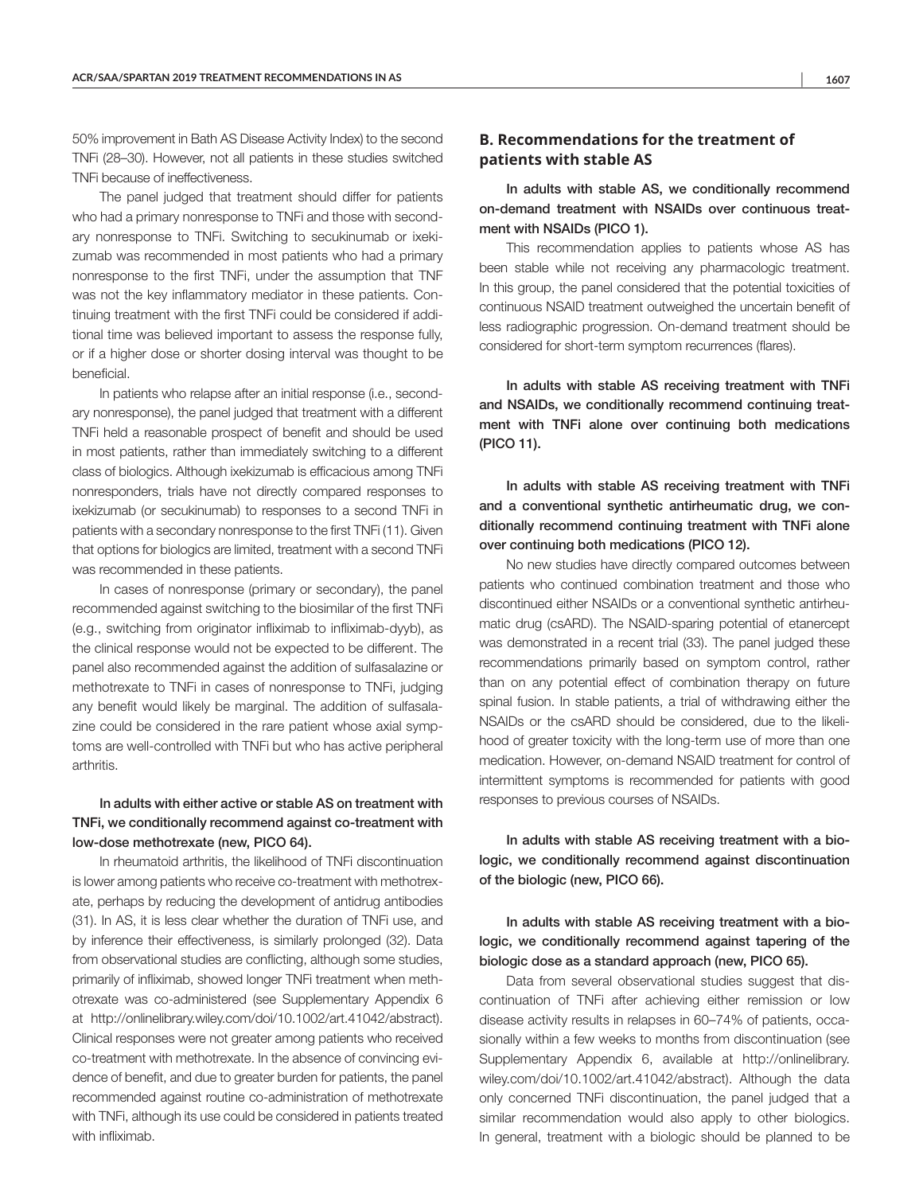50% improvement in Bath AS Disease Activity Index) to the second TNFi (28–30). However, not all patients in these studies switched TNFi because of ineffectiveness.

The panel judged that treatment should differ for patients who had a primary nonresponse to TNFi and those with secondary nonresponse to TNFi. Switching to secukinumab or ixekizumab was recommended in most patients who had a primary nonresponse to the first TNFi, under the assumption that TNF was not the key inflammatory mediator in these patients. Continuing treatment with the first TNFi could be considered if additional time was believed important to assess the response fully, or if a higher dose or shorter dosing interval was thought to be beneficial.

In patients who relapse after an initial response (i.e., secondary nonresponse), the panel judged that treatment with a different TNFi held a reasonable prospect of benefit and should be used in most patients, rather than immediately switching to a different class of biologics. Although ixekizumab is efficacious among TNFi nonresponders, trials have not directly compared responses to ixekizumab (or secukinumab) to responses to a second TNFi in patients with a secondary nonresponse to the first TNFi (11). Given that options for biologics are limited, treatment with a second TNFi was recommended in these patients.

In cases of nonresponse (primary or secondary), the panel recommended against switching to the biosimilar of the first TNFi (e.g., switching from originator infliximab to infliximab-dyyb), as the clinical response would not be expected to be different. The panel also recommended against the addition of sulfasalazine or methotrexate to TNFi in cases of nonresponse to TNFi, judging any benefit would likely be marginal. The addition of sulfasalazine could be considered in the rare patient whose axial symptoms are well-controlled with TNFi but who has active peripheral arthritis.

**In adults with either active or stable AS on treatment with TNFi, we conditionally recommend against co-treatment with low-dose methotrexate (new, PICO 64).**

In rheumatoid arthritis, the likelihood of TNFi discontinuation is lower among patients who receive co-treatment with methotrexate, perhaps by reducing the development of antidrug antibodies (31). In AS, it is less clear whether the duration of TNFi use, and by inference their effectiveness, is similarly prolonged (32). Data from observational studies are conflicting, although some studies, primarily of infliximab, showed longer TNFi treatment when methotrexate was co-administered (see Supplementary Appendix 6 at http://onlinelibrary.wiley.com/doi/10.1002/art.41042/abstract). Clinical responses were not greater among patients who received co-treatment with methotrexate. In the absence of convincing evidence of benefit, and due to greater burden for patients, the panel recommended against routine co-administration of methotrexate with TNFi, although its use could be considered in patients treated with infliximab.

## B. Recommendations for the treatment of patients with stable AS

**In adults with stable AS, we conditionally recommend on-demand treatment with NSAIDs over continuous treatment with NSAIDs (PICO 1).**

This recommendation applies to patients whose AS has been stable while not receiving any pharmacologic treatment. In this group, the panel considered that the potential toxicities of continuous NSAID treatment outweighed the uncertain benefit of less radiographic progression. On-demand treatment should be considered for short-term symptom recurrences (flares).

**In adults with stable AS receiving treatment with TNFi and NSAIDs, we conditionally recommend continuing treatment with TNFi alone over continuing both medications (PICO 11).**

**In adults with stable AS receiving treatment with TNFi and a conventional synthetic antirheumatic drug, we conditionally recommend continuing treatment with TNFi alone over continuing both medications (PICO 12).**

No new studies have directly compared outcomes between patients who continued combination treatment and those who discontinued either NSAIDs or a conventional synthetic antirheumatic drug (csARD). The NSAID-sparing potential of etanercept was demonstrated in a recent trial (33). The panel judged these recommendations primarily based on symptom control, rather than on any potential effect of combination therapy on future spinal fusion. In stable patients, a trial of withdrawing either the NSAIDs or the csARD should be considered, due to the likelihood of greater toxicity with the long-term use of more than one medication. However, on-demand NSAID treatment for control of intermittent symptoms is recommended for patients with good responses to previous courses of NSAIDs.

**In adults with stable AS receiving treatment with a biologic, we conditionally recommend against discontinuation of the biologic (new, PICO 66).**

**In adults with stable AS receiving treatment with a biologic, we conditionally recommend against tapering of the biologic dose as a standard approach (new, PICO 65).**

Data from several observational studies suggest that discontinuation of TNFi after achieving either remission or low disease activity results in relapses in 60–74% of patients, occasionally within a few weeks to months from discontinuation (see Supplementary Appendix 6, available at http://onlinelibrary.wiley.com/doi/10.1002/art.41042/abstract). Although the data only concerned TNFi discontinuation, the panel judged that a similar recommendation would also apply to other biologics. In general, treatment with a biologic should be planned to be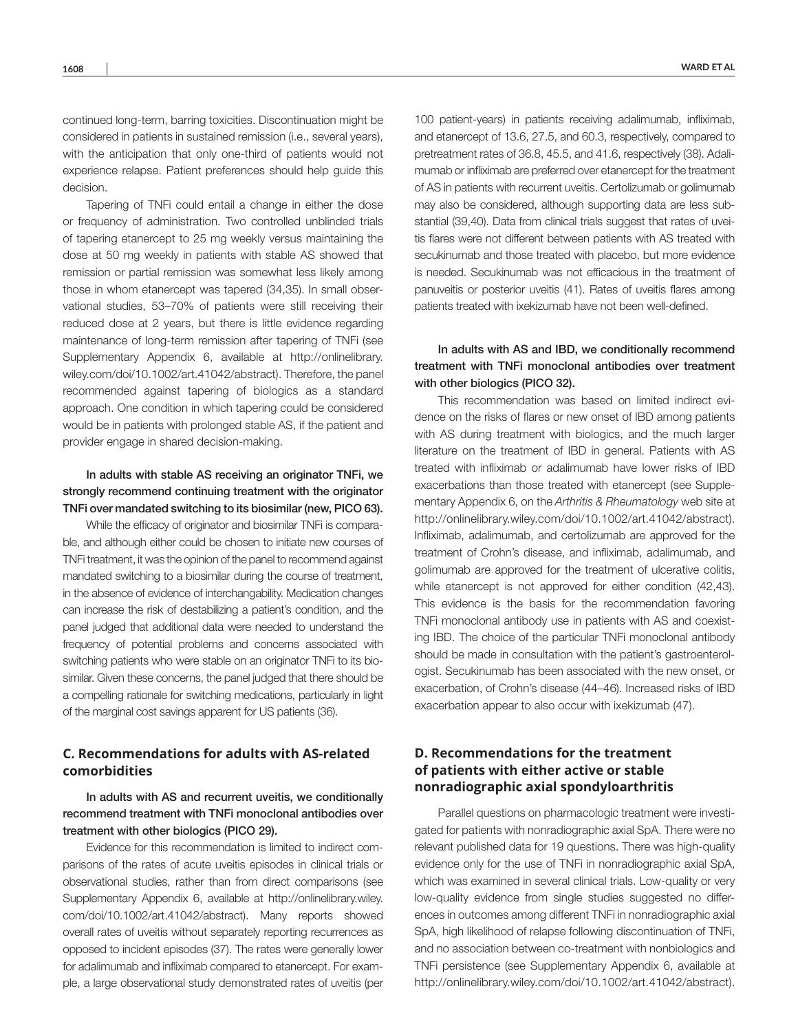continued long-term, barring toxicities. Discontinuation might be considered in patients in sustained remission (i.e., several years), with the anticipation that only one-third of patients would not experience relapse. Patient preferences should help guide this decision.

Tapering of TNFi could entail a change in either the dose or frequency of administration. Two controlled unblinded trials of tapering etanercept to 25 mg weekly versus maintaining the dose at 50 mg weekly in patients with stable AS showed that remission or partial remission was somewhat less likely among those in whom etanercept was tapered (34,35). In small observational studies, 53–70% of patients were still receiving their reduced dose at 2 years, but there is little evidence regarding maintenance of long-term remission after tapering of TNFi (see Supplementary Appendix 6, available at http://onlinelibrary.wiley.com/doi/10.1002/art.41042/abstract). Therefore, the panel recommended against tapering of biologics as a standard approach. One condition in which tapering could be considered would be in patients with prolonged stable AS, if the patient and provider engage in shared decision-making.

**In adults with stable AS receiving an originator TNFi, we strongly recommend continuing treatment with the originator TNFi over mandated switching to its biosimilar (new, PICO 63).**

While the efficacy of originator and biosimilar TNFi is comparable, and although either could be chosen to initiate new courses of TNFi treatment, it was the opinion of the panel to recommend against mandated switching to a biosimilar during the course of treatment, in the absence of evidence of interchangability. Medication changes can increase the risk of destabilizing a patient's condition, and the panel judged that additional data were needed to understand the frequency of potential problems and concerns associated with switching patients who were stable on an originator TNFi to its biosimilar. Given these concerns, the panel judged that there should be a compelling rationale for switching medications, particularly in light of the marginal cost savings apparent for US patients (36).

## C. Recommendations for adults with AS-related comorbidities

**In adults with AS and recurrent uveitis, we conditionally recommend treatment with TNFi monoclonal antibodies over treatment with other biologics (PICO 29).**

Evidence for this recommendation is limited to indirect comparisons of the rates of acute uveitis episodes in clinical trials or observational studies, rather than from direct comparisons (see Supplementary Appendix 6, available at http://onlinelibrary.wiley.com/doi/10.1002/art.41042/abstract). Many reports showed overall rates of uveitis without separately reporting recurrences as opposed to incident episodes (37). The rates were generally lower for adalimumab and infliximab compared to etanercept. For example, a large observational study demonstrated rates of uveitis (per 100 patient-years) in patients receiving adalimumab, infliximab, and etanercept of 13.6, 27.5, and 60.3, respectively, compared to pretreatment rates of 36.8, 45.5, and 41.6, respectively (38). Adalimumab or infliximab are preferred over etanercept for the treatment of AS in patients with recurrent uveitis. Certolizumab or golimumab may also be considered, although supporting data are less substantial (39,40). Data from clinical trials suggest that rates of uveitis flares were not different between patients with AS treated with secukinumab and those treated with placebo, but more evidence is needed. Secukinumab was not efficacious in the treatment of panuveitis or posterior uveitis (41). Rates of uveitis flares among patients treated with ixekizumab have not been well-defined.

**In adults with AS and IBD, we conditionally recommend treatment with TNFi monoclonal antibodies over treatment with other biologics (PICO 32).**

This recommendation was based on limited indirect evidence on the risks of flares or new onset of IBD among patients with AS during treatment with biologics, and the much larger literature on the treatment of IBD in general. Patients with AS treated with infliximab or adalimumab have lower risks of IBD exacerbations than those treated with etanercept (see Supplementary Appendix 6, on the *Arthritis & Rheumatology* web site at http://onlinelibrary.wiley.com/doi/10.1002/art.41042/abstract). Infliximab, adalimumab, and certolizumab are approved for the treatment of Crohn's disease, and infliximab, adalimumab, and golimumab are approved for the treatment of ulcerative colitis, while etanercept is not approved for either condition (42,43). This evidence is the basis for the recommendation favoring TNFi monoclonal antibody use in patients with AS and coexisting IBD. The choice of the particular TNFi monoclonal antibody should be made in consultation with the patient's gastroenterologist. Secukinumab has been associated with the new onset, or exacerbation, of Crohn's disease (44–46). Increased risks of IBD exacerbation appear to also occur with ixekizumab (47).

## D. Recommendations for the treatment of patients with either active or stable nonradiographic axial spondyloarthritis

Parallel questions on pharmacologic treatment were investigated for patients with nonradiographic axial SpA. There were no relevant published data for 19 questions. There was high-quality evidence only for the use of TNFi in nonradiographic axial SpA, which was examined in several clinical trials. Low-quality or very low-quality evidence from single studies suggested no differences in outcomes among different TNFi in nonradiographic axial SpA, high likelihood of relapse following discontinuation of TNFi, and no association between co-treatment with nonbiologics and TNFi persistence (see Supplementary Appendix 6, available at http://onlinelibrary.wiley.com/doi/10.1002/art.41042/abstract).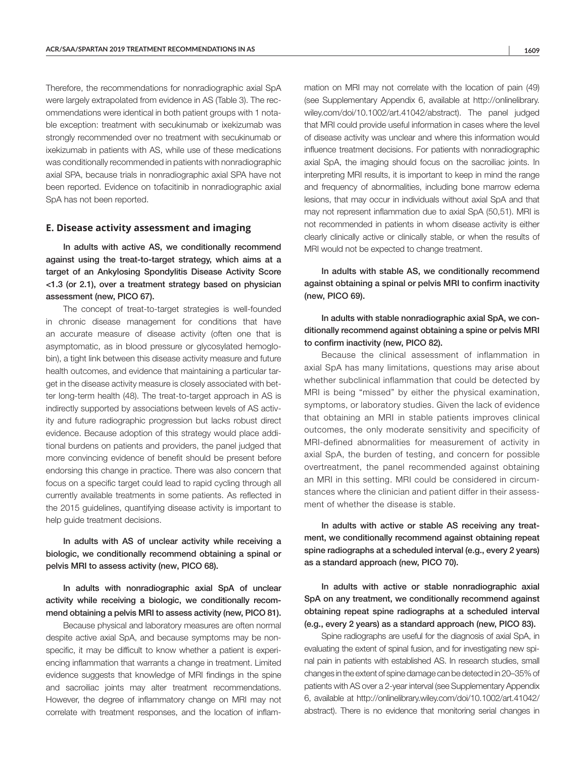Therefore, the recommendations for nonradiographic axial SpA were largely extrapolated from evidence in AS (Table 3). The recommendations were identical in both patient groups with 1 notable exception: treatment with secukinumab or ixekizumab was strongly recommended over no treatment with secukinumab or ixekizumab in patients with AS, while use of these medications was conditionally recommended in patients with nonradiographic axial SPA, because trials in nonradiographic axial SPA have not been reported. Evidence on tofacitinib in nonradiographic axial SpA has not been reported.

## E. Disease activity assessment and imaging

**In adults with active AS, we conditionally recommend against using the treat-to-target strategy, which aims at a target of an Ankylosing Spondylitis Disease Activity Score <1.3 (or 2.1), over a treatment strategy based on physician assessment (new, PICO 67).**

The concept of treat-to-target strategies is well-founded in chronic disease management for conditions that have an accurate measure of disease activity (often one that is asymptomatic, as in blood pressure or glycosylated hemoglobin), a tight link between this disease activity measure and future health outcomes, and evidence that maintaining a particular target in the disease activity measure is closely associated with better long-term health (48). The treat-to-target approach in AS is indirectly supported by associations between levels of AS activity and future radiographic progression but lacks robust direct evidence. Because adoption of this strategy would place additional burdens on patients and providers, the panel judged that more convincing evidence of benefit should be present before endorsing this change in practice. There was also concern that focus on a specific target could lead to rapid cycling through all currently available treatments in some patients. As reflected in the 2015 guidelines, quantifying disease activity is important to help guide treatment decisions.

**In adults with AS of unclear activity while receiving a biologic, we conditionally recommend obtaining a spinal or pelvis MRI to assess activity (new, PICO 68).**

**In adults with nonradiographic axial SpA of unclear activity while receiving a biologic, we conditionally recommend obtaining a pelvis MRI to assess activity (new, PICO 81).**

Because physical and laboratory measures are often normal despite active axial SpA, and because symptoms may be nonspecific, it may be difficult to know whether a patient is experiencing inflammation that warrants a change in treatment. Limited evidence suggests that knowledge of MRI findings in the spine and sacroiliac joints may alter treatment recommendations. However, the degree of inflammatory change on MRI may not correlate with treatment responses, and the location of inflammation on MRI may not correlate with the location of pain (49) (see Supplementary Appendix 6, available at http://onlinelibrary.wiley.com/doi/10.1002/art.41042/abstract). The panel judged that MRI could provide useful information in cases where the level of disease activity was unclear and where this information would influence treatment decisions. For patients with nonradiographic axial SpA, the imaging should focus on the sacroiliac joints. In interpreting MRI results, it is important to keep in mind the range and frequency of abnormalities, including bone marrow edema lesions, that may occur in individuals without axial SpA and that may not represent inflammation due to axial SpA (50,51). MRI is not recommended in patients in whom disease activity is either clearly clinically active or clinically stable, or when the results of MRI would not be expected to change treatment.

**In adults with stable AS, we conditionally recommend against obtaining a spinal or pelvis MRI to confirm inactivity (new, PICO 69).**

**In adults with stable nonradiographic axial SpA, we conditionally recommend against obtaining a spine or pelvis MRI to confirm inactivity (new, PICO 82).**

Because the clinical assessment of inflammation in axial SpA has many limitations, questions may arise about whether subclinical inflammation that could be detected by MRI is being "missed" by either the physical examination, symptoms, or laboratory studies. Given the lack of evidence that obtaining an MRI in stable patients improves clinical outcomes, the only moderate sensitivity and specificity of MRI-defined abnormalities for measurement of activity in axial SpA, the burden of testing, and concern for possible overtreatment, the panel recommended against obtaining an MRI in this setting. MRI could be considered in circumstances where the clinician and patient differ in their assessment of whether the disease is stable.

**In adults with active or stable AS receiving any treatment, we conditionally recommend against obtaining repeat spine radiographs at a scheduled interval (e.g., every 2 years) as a standard approach (new, PICO 70).**

**In adults with active or stable nonradiographic axial SpA on any treatment, we conditionally recommend against obtaining repeat spine radiographs at a scheduled interval (e.g., every 2 years) as a standard approach (new, PICO 83).**

Spine radiographs are useful for the diagnosis of axial SpA, in evaluating the extent of spinal fusion, and for investigating new spinal pain in patients with established AS. In research studies, small changes in the extent of spine damage can be detected in 20–35% of patients with AS over a 2-year interval (see Supplementary Appendix 6, available at http://onlinelibrary.wiley.com/doi/10.1002/art.41042/abstract). There is no evidence that monitoring serial changes in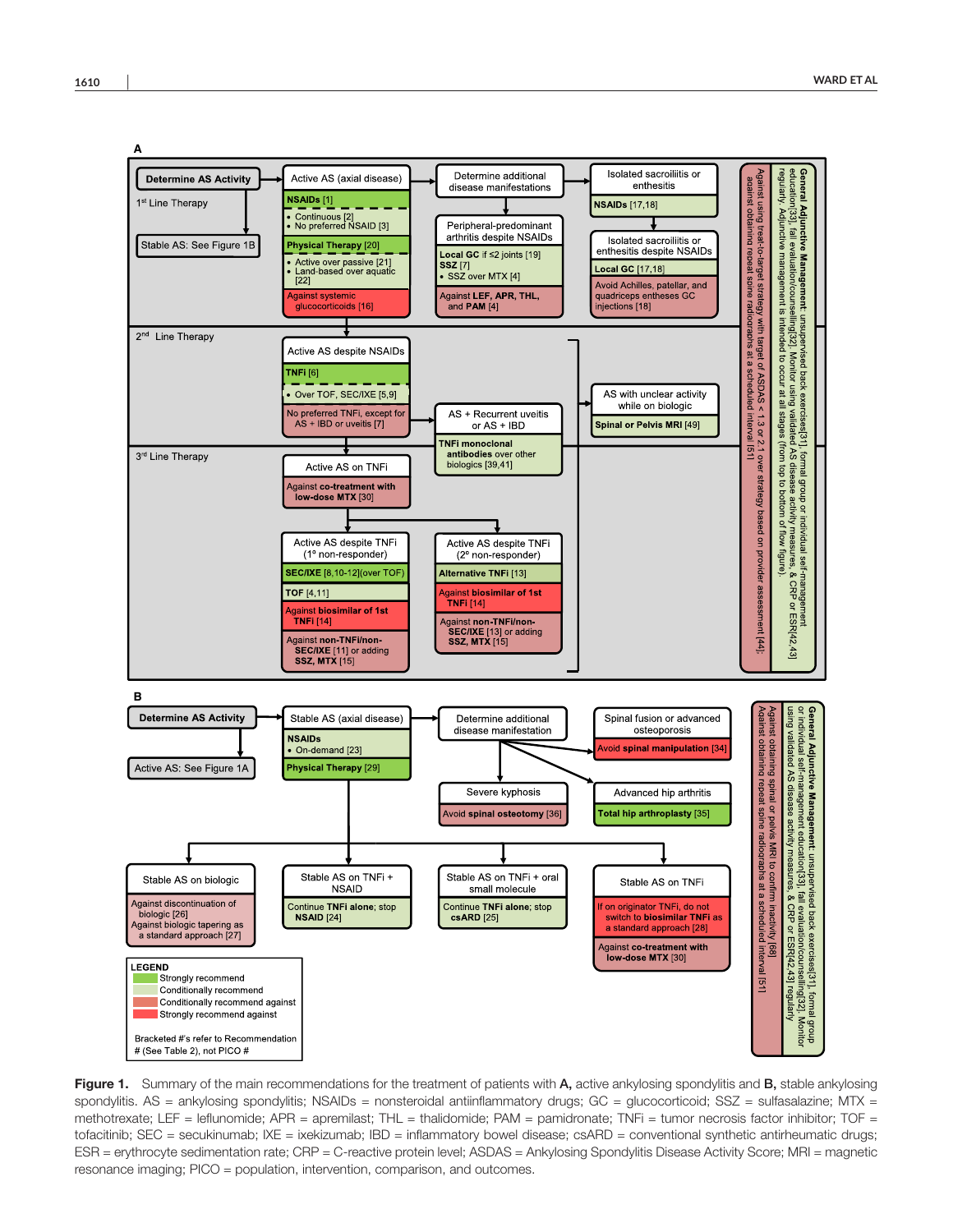**A**

**Determine AS Activity**

1[st] Line Therapy

Stable AS: See Figure 1B

Active AS (axial disease)
- NSAIDs [1]
  - Continuous [2]
  - No preferred NSAID [3]
- Physical Therapy [20]
  - Active over passive [21]
  - Land-based over aquatic [22]
- Against systemic glucocorticoids [16]

Determine additional disease manifestations

Peripheral-predominant arthritis despite NSAIDs
- Local GC if ≤2 joints [19]
- SSZ [7]
  - SSZ over MTX [4]
- Against LEF, APR, THL, and PAM [4]

Isolated sacroiliitis or enthesitis
- NSAIDs [17,18]

Isolated sacroiliitis or enthesitis despite NSAIDs
- Local GC [17,18]
- Avoid Achilles, patellar, and quadriceps entheses GC injections [18]

2[nd] Line Therapy

Active AS despite NSAIDs
- TNFi [6]
  - Over TOF, SEC/IXE [5,9]
- No preferred TNFi, except for AS + IBD or uveitis [7]

AS + Recurrent uveitis or AS + IBD
- TNFi monoclonal antibodies over other biologics [39,41]

AS with unclear activity while on biologic
- Spinal or Pelvis MRI [49]

3[rd] Line Therapy

Active AS on TNFi
- Against co-treatment with low-dose MTX [30]

Active AS despite TNFi (1° non-responder)
- SEC/IXE [8,10-12](over TOF)
- TOF [4,11]
- Against biosimilar of 1st TNFi [14]
- Against non-TNFi/non-SEC/IXE [11] or adding SSZ, MTX [15]

Active AS despite TNFi (2° non-responder)
- Alternative TNFi [13]
- Against biosimilar of 1st TNFi [14]
- Against non-TNFi/non-SEC/IXE [13] or adding SSZ, MTX [15]

**General Adjunctive Management**: unsupervised back exercises[31], formal group or individual self-management education[33], fall evaluation/counselling[32]. Monitor using validated AS disease activity measures, & CRP or ESR[42,43] regularly. Adjunctive management is intended to occur at all stages (from top to bottom of flow figure).

Against using treat-to-target strategy with target of ASDAS < 1.3 or 2.1 over strategy based on provider assessment [44]; against obtaining repeat spine radiographs at a scheduled interval [51]

**B**

**Determine AS Activity**

Active AS: See Figure 1A

Stable AS (axial disease)
- NSAIDs
  - On-demand [23]
- Physical Therapy [29]

Determine additional disease manifestation

Spinal fusion or advanced osteoporosis
- Avoid spinal manipulation [34]

Severe kyphosis
- Avoid spinal osteotomy [36]

Advanced hip arthritis
- Total hip arthroplasty [35]

Stable AS on biologic
- Against discontinuation of biologic [26]
- Against biologic tapering as a standard approach [27]

Stable AS on TNFi + NSAID
- Continue TNFi alone; stop NSAID [24]

Stable AS on TNFi + oral small molecule
- Continue TNFi alone; stop csARD [25]

Stable AS on TNFi
- If on originator TNFi, do not switch to biosimilar TNFi as a standard approach [28]
- Against co-treatment with low-dose MTX [30]

**General Adjunctive Management**: unsupervised back exercises[31], formal group or individual self-management education[33], fall evaluation/counselling[32]. Monitor using validated AS disease activity measures, & CRP or ESR[42,43] regularly

Against obtaining spinal or pelvis MRI to confirm inactivity [68]
Against obtaining repeat spine radiographs at a scheduled interval [51]

LEGEND
- Strongly recommend
- Conditionally recommend
- Conditionally recommend against
- Strongly recommend against

Bracketed #'s refer to Recommendation # (See Table 2), not PICO #

**Figure 1.** Summary of the main recommendations for the treatment of patients with **A,** active ankylosing spondylitis and **B,** stable ankylosing spondylitis. AS = ankylosing spondylitis; NSAIDs = nonsteroidal antiinflammatory drugs; GC = glucocorticoid; SSZ = sulfasalazine; MTX = methotrexate; LEF = leflunomide; APR = apremilast; THL = thalidomide; PAM = pamidronate; TNFi = tumor necrosis factor inhibitor; TOF = tofacitinib; SEC = secukinumab; IXE = ixekizumab; IBD = inflammatory bowel disease; csARD = conventional synthetic antirheumatic drugs; ESR = erythrocyte sedimentation rate; CRP = C-reactive protein level; ASDAS = Ankylosing Spondylitis Disease Activity Score; MRI = magnetic resonance imaging; PICO = population, intervention, comparison, and outcomes.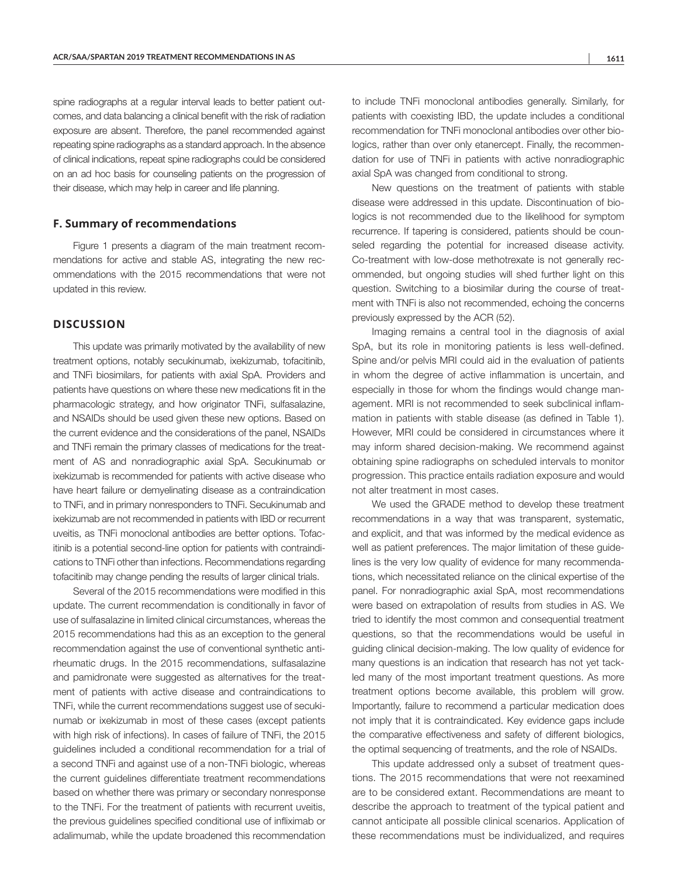spine radiographs at a regular interval leads to better patient outcomes, and data balancing a clinical benefit with the risk of radiation exposure are absent. Therefore, the panel recommended against repeating spine radiographs as a standard approach. In the absence of clinical indications, repeat spine radiographs could be considered on an ad hoc basis for counseling patients on the progression of their disease, which may help in career and life planning.

### F. Summary of recommendations

Figure 1 presents a diagram of the main treatment recommendations for active and stable AS, integrating the new recommendations with the 2015 recommendations that were not updated in this review.

## DISCUSSION

This update was primarily motivated by the availability of new treatment options, notably secukinumab, ixekizumab, tofacitinib, and TNFi biosimilars, for patients with axial SpA. Providers and patients have questions on where these new medications fit in the pharmacologic strategy, and how originator TNFi, sulfasalazine, and NSAIDs should be used given these new options. Based on the current evidence and the considerations of the panel, NSAIDs and TNFi remain the primary classes of medications for the treatment of AS and nonradiographic axial SpA. Secukinumab or ixekizumab is recommended for patients with active disease who have heart failure or demyelinating disease as a contraindication to TNFi, and in primary nonresponders to TNFi. Secukinumab and ixekizumab are not recommended in patients with IBD or recurrent uveitis, as TNFi monoclonal antibodies are better options. Tofacitinib is a potential second-line option for patients with contraindications to TNFi other than infections. Recommendations regarding tofacitinib may change pending the results of larger clinical trials.

Several of the 2015 recommendations were modified in this update. The current recommendation is conditionally in favor of use of sulfasalazine in limited clinical circumstances, whereas the 2015 recommendations had this as an exception to the general recommendation against the use of conventional synthetic antirheumatic drugs. In the 2015 recommendations, sulfasalazine and pamidronate were suggested as alternatives for the treatment of patients with active disease and contraindications to TNFi, while the current recommendations suggest use of secukinumab or ixekizumab in most of these cases (except patients with high risk of infections). In cases of failure of TNFi, the 2015 guidelines included a conditional recommendation for a trial of a second TNFi and against use of a non-TNFi biologic, whereas the current guidelines differentiate treatment recommendations based on whether there was primary or secondary nonresponse to the TNFi. For the treatment of patients with recurrent uveitis, the previous guidelines specified conditional use of infliximab or adalimumab, while the update broadened this recommendation to include TNFi monoclonal antibodies generally. Similarly, for patients with coexisting IBD, the update includes a conditional recommendation for TNFi monoclonal antibodies over other biologics, rather than over only etanercept. Finally, the recommendation for use of TNFi in patients with active nonradiographic axial SpA was changed from conditional to strong.

New questions on the treatment of patients with stable disease were addressed in this update. Discontinuation of biologics is not recommended due to the likelihood for symptom recurrence. If tapering is considered, patients should be counseled regarding the potential for increased disease activity. Co-treatment with low-dose methotrexate is not generally recommended, but ongoing studies will shed further light on this question. Switching to a biosimilar during the course of treatment with TNFi is also not recommended, echoing the concerns previously expressed by the ACR (52).

Imaging remains a central tool in the diagnosis of axial SpA, but its role in monitoring patients is less well-defined. Spine and/or pelvis MRI could aid in the evaluation of patients in whom the degree of active inflammation is uncertain, and especially in those for whom the findings would change management. MRI is not recommended to seek subclinical inflammation in patients with stable disease (as defined in Table 1). However, MRI could be considered in circumstances where it may inform shared decision-making. We recommend against obtaining spine radiographs on scheduled intervals to monitor progression. This practice entails radiation exposure and would not alter treatment in most cases.

We used the GRADE method to develop these treatment recommendations in a way that was transparent, systematic, and explicit, and that was informed by the medical evidence as well as patient preferences. The major limitation of these guidelines is the very low quality of evidence for many recommendations, which necessitated reliance on the clinical expertise of the panel. For nonradiographic axial SpA, most recommendations were based on extrapolation of results from studies in AS. We tried to identify the most common and consequential treatment questions, so that the recommendations would be useful in guiding clinical decision-making. The low quality of evidence for many questions is an indication that research has not yet tackled many of the most important treatment questions. As more treatment options become available, this problem will grow. Importantly, failure to recommend a particular medication does not imply that it is contraindicated. Key evidence gaps include the comparative effectiveness and safety of different biologics, the optimal sequencing of treatments, and the role of NSAIDs.

This update addressed only a subset of treatment questions. The 2015 recommendations that were not reexamined are to be considered extant. Recommendations are meant to describe the approach to treatment of the typical patient and cannot anticipate all possible clinical scenarios. Application of these recommendations must be individualized, and requires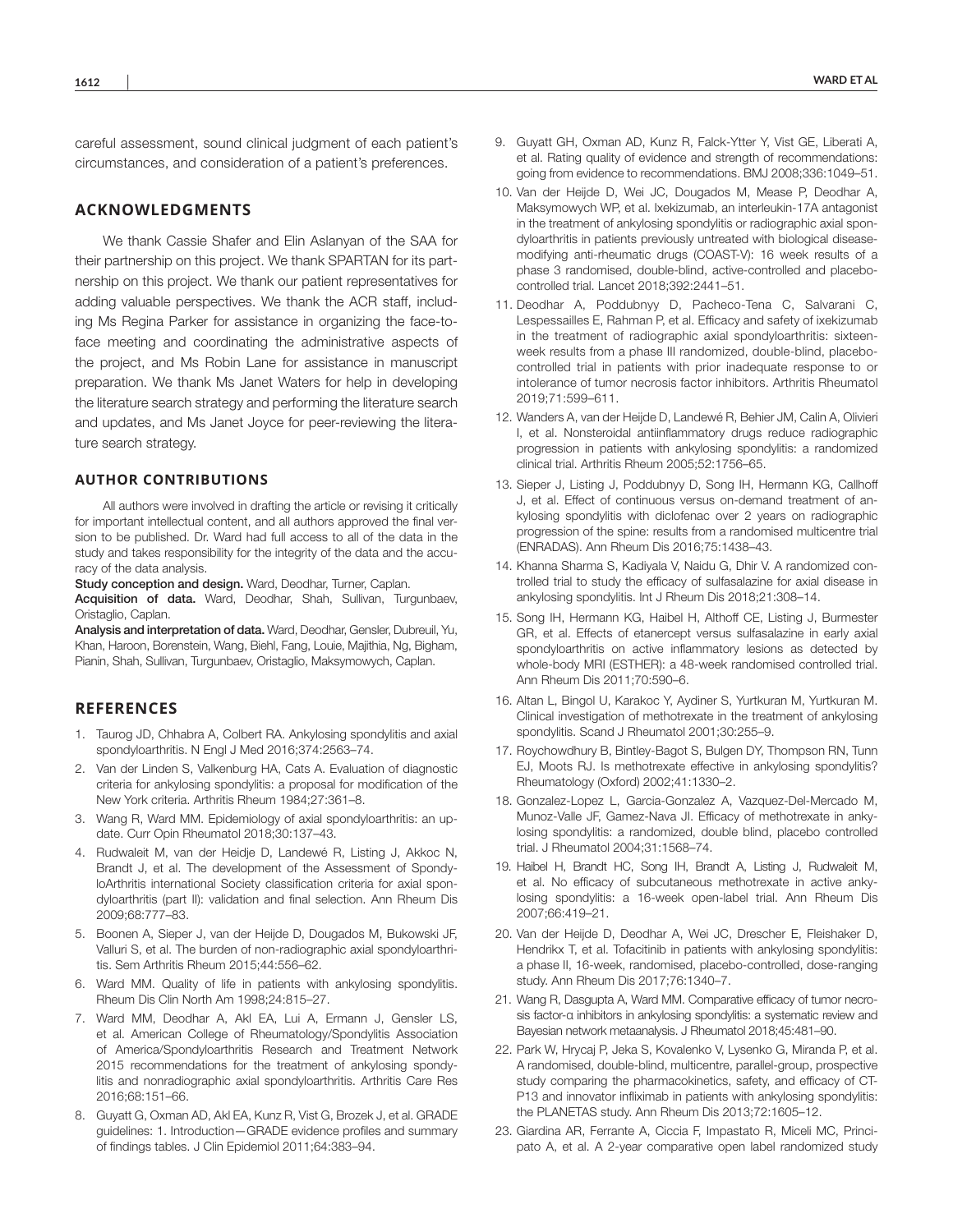careful assessment, sound clinical judgment of each patient's circumstances, and consideration of a patient's preferences.

## ACKNOWLEDGMENTS

We thank Cassie Shafer and Elin Aslanyan of the SAA for their partnership on this project. We thank SPARTAN for its partnership on this project. We thank our patient representatives for adding valuable perspectives. We thank the ACR staff, including Ms Regina Parker for assistance in organizing the face-to-face meeting and coordinating the administrative aspects of the project, and Ms Robin Lane for assistance in manuscript preparation. We thank Ms Janet Waters for help in developing the literature search strategy and performing the literature search and updates, and Ms Janet Joyce for peer-reviewing the literature search strategy.

### AUTHOR CONTRIBUTIONS

All authors were involved in drafting the article or revising it critically for important intellectual content, and all authors approved the final version to be published. Dr. Ward had full access to all of the data in the study and takes responsibility for the integrity of the data and the accuracy of the data analysis.

**Study conception and design.** Ward, Deodhar, Turner, Caplan.

**Acquisition of data.** Ward, Deodhar, Shah, Sullivan, Turgunbaev, Oristaglio, Caplan.

**Analysis and interpretation of data.** Ward, Deodhar, Gensler, Dubreuil, Yu, Khan, Haroon, Borenstein, Wang, Biehl, Fang, Louie, Majithia, Ng, Bigham, Pianin, Shah, Sullivan, Turgunbaev, Oristaglio, Maksymowych, Caplan.

## REFERENCES

1. Taurog JD, Chhabra A, Colbert RA. Ankylosing spondylitis and axial spondyloarthritis. N Engl J Med 2016;374:2563–74.
2. Van der Linden S, Valkenburg HA, Cats A. Evaluation of diagnostic criteria for ankylosing spondylitis: a proposal for modification of the New York criteria. Arthritis Rheum 1984;27:361–8.
3. Wang R, Ward MM. Epidemiology of axial spondyloarthritis: an update. Curr Opin Rheumatol 2018;30:137–43.
4. Rudwaleit M, van der Heidje D, Landewé R, Listing J, Akkoc N, Brandt J, et al. The development of the Assessment of SpondyloArthritis international Society classification criteria for axial spondyloarthritis (part II): validation and final selection. Ann Rheum Dis 2009;68:777–83.
5. Boonen A, Sieper J, van der Heijde D, Dougados M, Bukowski JF, Valluri S, et al. The burden of non-radiographic axial spondyloarthritis. Sem Arthritis Rheum 2015;44:556–62.
6. Ward MM. Quality of life in patients with ankylosing spondylitis. Rheum Dis Clin North Am 1998;24:815–27.
7. Ward MM, Deodhar A, Akl EA, Lui A, Ermann J, Gensler LS, et al. American College of Rheumatology/Spondylitis Association of America/Spondyloarthritis Research and Treatment Network 2015 recommendations for the treatment of ankylosing spondylitis and nonradiographic axial spondyloarthritis. Arthritis Care Res 2016;68:151–66.
8. Guyatt G, Oxman AD, Akl EA, Kunz R, Vist G, Brozek J, et al. GRADE guidelines: 1. Introduction—GRADE evidence profiles and summary of findings tables. J Clin Epidemiol 2011;64:383–94.
9. Guyatt GH, Oxman AD, Kunz R, Falck-Ytter Y, Vist GE, Liberati A, et al. Rating quality of evidence and strength of recommendations: going from evidence to recommendations. BMJ 2008;336:1049–51.
10. Van der Heijde D, Wei JC, Dougados M, Mease P, Deodhar A, Maksymowych WP, et al. Ixekizumab, an interleukin-17A antagonist in the treatment of ankylosing spondylitis or radiographic axial spondyloarthritis in patients previously untreated with biological disease-modifying anti-rheumatic drugs (COAST-V): 16 week results of a phase 3 randomised, double-blind, active-controlled and placebo-controlled trial. Lancet 2018;392:2441–51.
11. Deodhar A, Poddubnyy D, Pacheco-Tena C, Salvarani C, Lespessailles E, Rahman P, et al. Efficacy and safety of ixekizumab in the treatment of radiographic axial spondyloarthritis: sixteen-week results from a phase III randomized, double-blind, placebo-controlled trial in patients with prior inadequate response to or intolerance of tumor necrosis factor inhibitors. Arthritis Rheumatol 2019;71:599–611.
12. Wanders A, van der Heijde D, Landewé R, Behier JM, Calin A, Olivieri I, et al. Nonsteroidal antiinflammatory drugs reduce radiographic progression in patients with ankylosing spondylitis: a randomized clinical trial. Arthritis Rheum 2005;52:1756–65.
13. Sieper J, Listing J, Poddubnyy D, Song IH, Hermann KG, Callhoff J, et al. Effect of continuous versus on-demand treatment of ankylosing spondylitis with diclofenac over 2 years on radiographic progression of the spine: results from a randomised multicentre trial (ENRADAS). Ann Rheum Dis 2016;75:1438–43.
14. Khanna Sharma S, Kadiyala V, Naidu G, Dhir V. A randomized controlled trial to study the efficacy of sulfasalazine for axial disease in ankylosing spondylitis. Int J Rheum Dis 2018;21:308–14.
15. Song IH, Hermann KG, Haibel H, Althoff CE, Listing J, Burmester GR, et al. Effects of etanercept versus sulfasalazine in early axial spondyloarthritis on active inflammatory lesions as detected by whole-body MRI (ESTHER): a 48-week randomised controlled trial. Ann Rheum Dis 2011;70:590–6.
16. Altan L, Bingol U, Karakoc Y, Aydiner S, Yurtkuran M, Yurtkuran M. Clinical investigation of methotrexate in the treatment of ankylosing spondylitis. Scand J Rheumatol 2001;30:255–9.
17. Roychowdhury B, Bintley-Bagot S, Bulgen DY, Thompson RN, Tunn EJ, Moots RJ. Is methotrexate effective in ankylosing spondylitis? Rheumatology (Oxford) 2002;41:1330–2.
18. Gonzalez-Lopez L, Garcia-Gonzalez A, Vazquez-Del-Mercado M, Munoz-Valle JF, Gamez-Nava JI. Efficacy of methotrexate in ankylosing spondylitis: a randomized, double blind, placebo controlled trial. J Rheumatol 2004;31:1568–74.
19. Haibel H, Brandt HC, Song IH, Brandt A, Listing J, Rudwaleit M, et al. No efficacy of subcutaneous methotrexate in active ankylosing spondylitis: a 16-week open-label trial. Ann Rheum Dis 2007;66:419–21.
20. Van der Heijde D, Deodhar A, Wei JC, Drescher E, Fleishaker D, Hendrikx T, et al. Tofacitinib in patients with ankylosing spondylitis: a phase II, 16-week, randomised, placebo-controlled, dose-ranging study. Ann Rheum Dis 2017;76:1340–7.
21. Wang R, Dasgupta A, Ward MM. Comparative efficacy of tumor necrosis factor-α inhibitors in ankylosing spondylitis: a systematic review and Bayesian network metaanalysis. J Rheumatol 2018;45:481–90.
22. Park W, Hrycaj P, Jeka S, Kovalenko V, Lysenko G, Miranda P, et al. A randomised, double-blind, multicentre, parallel-group, prospective study comparing the pharmacokinetics, safety, and efficacy of CT-P13 and innovator infliximab in patients with ankylosing spondylitis: the PLANETAS study. Ann Rheum Dis 2013;72:1605–12.
23. Giardina AR, Ferrante A, Ciccia F, Impastato R, Miceli MC, Principato A, et al. A 2-year comparative open label randomized study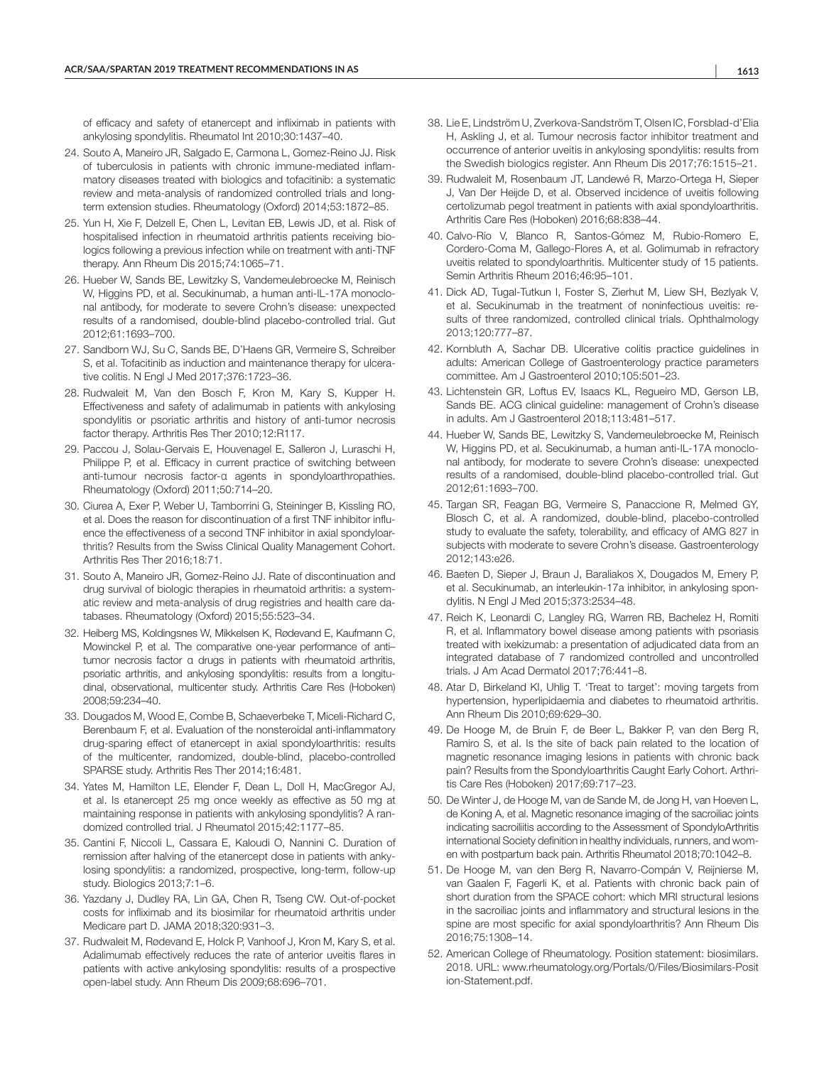of efficacy and safety of etanercept and infliximab in patients with ankylosing spondylitis. Rheumatol Int 2010;30:1437–40.

24. Souto A, Maneiro JR, Salgado E, Carmona L, Gomez-Reino JJ. Risk of tuberculosis in patients with chronic immune-mediated inflammatory diseases treated with biologics and tofacitinib: a systematic review and meta-analysis of randomized controlled trials and long-term extension studies. Rheumatology (Oxford) 2014;53:1872–85.
25. Yun H, Xie F, Delzell E, Chen L, Levitan EB, Lewis JD, et al. Risk of hospitalised infection in rheumatoid arthritis patients receiving biologics following a previous infection while on treatment with anti-TNF therapy. Ann Rheum Dis 2015;74:1065–71.
26. Hueber W, Sands BE, Lewitzky S, Vandemeulebroecke M, Reinisch W, Higgins PD, et al. Secukinumab, a human anti-IL-17A monoclonal antibody, for moderate to severe Crohn's disease: unexpected results of a randomised, double-blind placebo-controlled trial. Gut 2012;61:1693–700.
27. Sandborn WJ, Su C, Sands BE, D'Haens GR, Vermeire S, Schreiber S, et al. Tofacitinib as induction and maintenance therapy for ulcerative colitis. N Engl J Med 2017;376:1723–36.
28. Rudwaleit M, Van den Bosch F, Kron M, Kary S, Kupper H. Effectiveness and safety of adalimumab in patients with ankylosing spondylitis or psoriatic arthritis and history of anti-tumor necrosis factor therapy. Arthritis Res Ther 2010;12:R117.
29. Paccou J, Solau-Gervais E, Houvenagel E, Salleron J, Luraschi H, Philippe P, et al. Efficacy in current practice of switching between anti-tumour necrosis factor-α agents in spondyloarthropathies. Rheumatology (Oxford) 2011;50:714–20.
30. Ciurea A, Exer P, Weber U, Tamborrini G, Steininger B, Kissling RO, et al. Does the reason for discontinuation of a first TNF inhibitor influence the effectiveness of a second TNF inhibitor in axial spondyloarthritis? Results from the Swiss Clinical Quality Management Cohort. Arthritis Res Ther 2016;18:71.
31. Souto A, Maneiro JR, Gomez-Reino JJ. Rate of discontinuation and drug survival of biologic therapies in rheumatoid arthritis: a systematic review and meta-analysis of drug registries and health care databases. Rheumatology (Oxford) 2015;55:523–34.
32. Heiberg MS, Koldingsnes W, Mikkelsen K, Rødevand E, Kaufmann C, Mowinckel P, et al. The comparative one-year performance of anti–tumor necrosis factor α drugs in patients with rheumatoid arthritis, psoriatic arthritis, and ankylosing spondylitis: results from a longitudinal, observational, multicenter study. Arthritis Care Res (Hoboken) 2008;59:234–40.
33. Dougados M, Wood E, Combe B, Schaeverbeke T, Miceli-Richard C, Berenbaum F, et al. Evaluation of the nonsteroidal anti-inflammatory drug-sparing effect of etanercept in axial spondyloarthritis: results of the multicenter, randomized, double-blind, placebo-controlled SPARSE study. Arthritis Res Ther 2014;16:481.
34. Yates M, Hamilton LE, Elender F, Dean L, Doll H, MacGregor AJ, et al. Is etanercept 25 mg once weekly as effective as 50 mg at maintaining response in patients with ankylosing spondylitis? A randomized controlled trial. J Rheumatol 2015;42:1177–85.
35. Cantini F, Niccoli L, Cassara E, Kaloudi O, Nannini C. Duration of remission after halving of the etanercept dose in patients with ankylosing spondylitis: a randomized, prospective, long-term, follow-up study. Biologics 2013;7:1–6.
36. Yazdany J, Dudley RA, Lin GA, Chen R, Tseng CW. Out-of-pocket costs for infliximab and its biosimilar for rheumatoid arthritis under Medicare part D. JAMA 2018;320:931–3.
37. Rudwaleit M, Rødevand E, Holck P, Vanhoof J, Kron M, Kary S, et al. Adalimumab effectively reduces the rate of anterior uveitis flares in patients with active ankylosing spondylitis: results of a prospective open-label study. Ann Rheum Dis 2009;68:696–701.
38. Lie E, Lindström U, Zverkova-Sandström T, Olsen IC, Forsblad-d'Elia H, Askling J, et al. Tumour necrosis factor inhibitor treatment and occurrence of anterior uveitis in ankylosing spondylitis: results from the Swedish biologics register. Ann Rheum Dis 2017;76:1515–21.
39. Rudwaleit M, Rosenbaum JT, Landewé R, Marzo-Ortega H, Sieper J, Van Der Heijde D, et al. Observed incidence of uveitis following certolizumab pegol treatment in patients with axial spondyloarthritis. Arthritis Care Res (Hoboken) 2016;68:838–44.
40. Calvo-Río V, Blanco R, Santos-Gómez M, Rubio-Romero E, Cordero-Coma M, Gallego-Flores A, et al. Golimumab in refractory uveitis related to spondyloarthritis. Multicenter study of 15 patients. Semin Arthritis Rheum 2016;46:95–101.
41. Dick AD, Tugal-Tutkun I, Foster S, Zierhut M, Liew SH, Bezlyak V, et al. Secukinumab in the treatment of noninfectious uveitis: results of three randomized, controlled clinical trials. Ophthalmology 2013;120:777–87.
42. Kornbluth A, Sachar DB. Ulcerative colitis practice guidelines in adults: American College of Gastroenterology practice parameters committee. Am J Gastroenterol 2010;105:501–23.
43. Lichtenstein GR, Loftus EV, Isaacs KL, Regueiro MD, Gerson LB, Sands BE. ACG clinical guideline: management of Crohn's disease in adults. Am J Gastroenterol 2018;113:481–517.
44. Hueber W, Sands BE, Lewitzky S, Vandemeulebroecke M, Reinisch W, Higgins PD, et al. Secukinumab, a human anti-IL-17A monoclonal antibody, for moderate to severe Crohn's disease: unexpected results of a randomised, double-blind placebo-controlled trial. Gut 2012;61:1693–700.
45. Targan SR, Feagan BG, Vermeire S, Panaccione R, Melmed GY, Blosch C, et al. A randomized, double-blind, placebo-controlled study to evaluate the safety, tolerability, and efficacy of AMG 827 in subjects with moderate to severe Crohn's disease. Gastroenterology 2012;143:e26.
46. Baeten D, Sieper J, Braun J, Baraliakos X, Dougados M, Emery P, et al. Secukinumab, an interleukin-17a inhibitor, in ankylosing spondylitis. N Engl J Med 2015;373:2534–48.
47. Reich K, Leonardi C, Langley RG, Warren RB, Bachelez H, Romiti R, et al. Inflammatory bowel disease among patients with psoriasis treated with ixekizumab: a presentation of adjudicated data from an integrated database of 7 randomized controlled and uncontrolled trials. J Am Acad Dermatol 2017;76:441–8.
48. Atar D, Birkeland KI, Uhlig T. 'Treat to target': moving targets from hypertension, hyperlipidaemia and diabetes to rheumatoid arthritis. Ann Rheum Dis 2010;69:629–30.
49. De Hooge M, de Bruin F, de Beer L, Bakker P, van den Berg R, Ramiro S, et al. Is the site of back pain related to the location of magnetic resonance imaging lesions in patients with chronic back pain? Results from the Spondyloarthritis Caught Early Cohort. Arthritis Care Res (Hoboken) 2017;69:717–23.
50. De Winter J, de Hooge M, van de Sande M, de Jong H, van Hoeven L, de Koning A, et al. Magnetic resonance imaging of the sacroiliac joints indicating sacroiliitis according to the Assessment of SpondyloArthritis international Society definition in healthy individuals, runners, and women with postpartum back pain. Arthritis Rheumatol 2018;70:1042–8.
51. De Hooge M, van den Berg R, Navarro-Compán V, Reijnierse M, van Gaalen F, Fagerli K, et al. Patients with chronic back pain of short duration from the SPACE cohort: which MRI structural lesions in the sacroiliac joints and inflammatory and structural lesions in the spine are most specific for axial spondyloarthritis? Ann Rheum Dis 2016;75:1308–14.
52. American College of Rheumatology. Position statement: biosimilars. 2018. URL: www.rheumatology.org/Portals/0/Files/Biosimilars-Position-Statement.pdf.